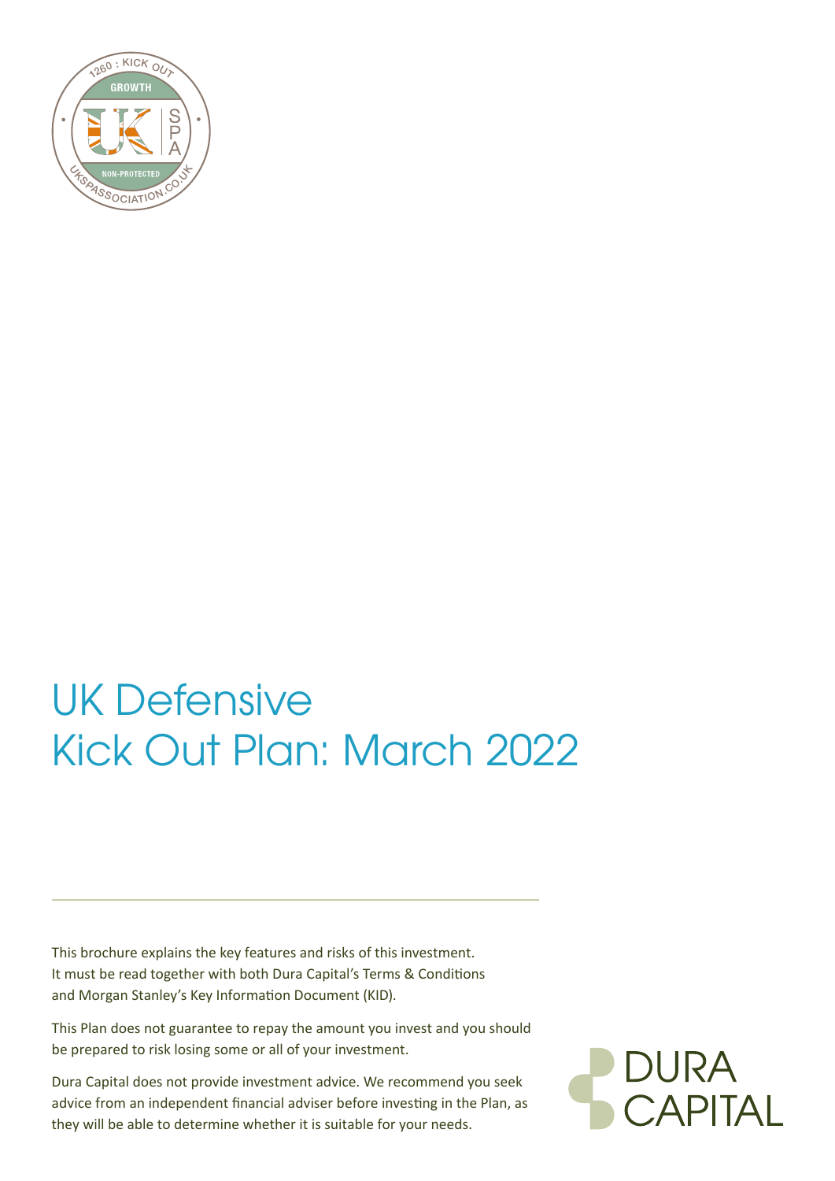# UK Defensive Kick Out Plan: March 2022

This brochure explains the key features and risks of this investment. It must be read together with both Dura Capital's Terms & Conditions and Morgan Stanley's Key Information Document (KID).

This Plan does not guarantee to repay the amount you invest and you should be prepared to risk losing some or all of your investment.

Dura Capital does not provide investment advice. We recommend you seek advice from an independent financial adviser before investing in the Plan, as they will be able to determine whether it is suitable for your needs.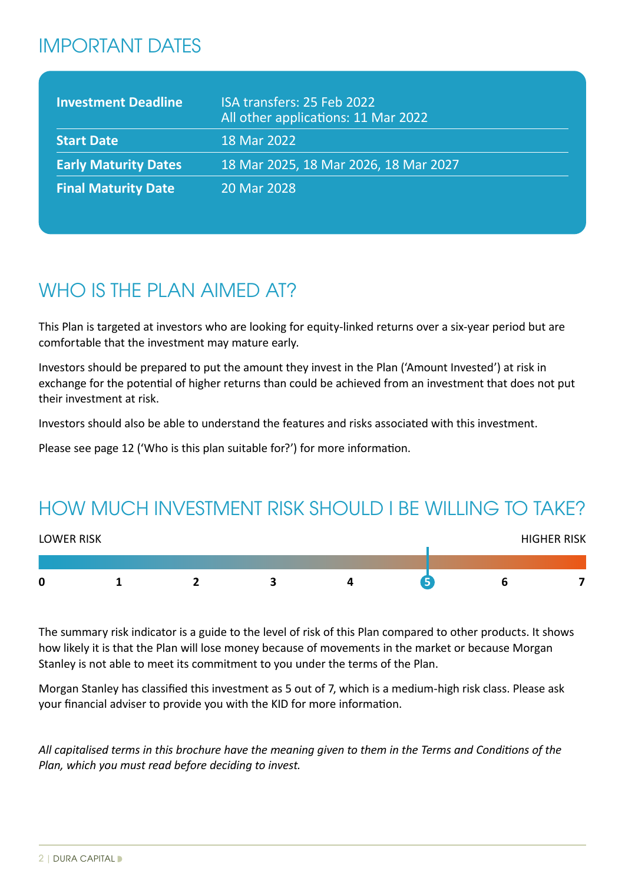## IMPORTANT DATES

| | |
|---|---|
| **Investment Deadline** | ISA transfers: 25 Feb 2022<br>All other applications: 11 Mar 2022 |
| **Start Date** | 18 Mar 2022 |
| **Early Maturity Dates** | 18 Mar 2025, 18 Mar 2026, 18 Mar 2027 |
| **Final Maturity Date** | 20 Mar 2028 |

## WHO IS THE PLAN AIMED AT?

This Plan is targeted at investors who are looking for equity-linked returns over a six-year period but are comfortable that the investment may mature early.

Investors should be prepared to put the amount they invest in the Plan ('Amount Invested') at risk in exchange for the potential of higher returns than could be achieved from an investment that does not put their investment at risk.

Investors should also be able to understand the features and risks associated with this investment.

Please see page 12 ('Who is this plan suitable for?') for more information.

## HOW MUCH INVESTMENT RISK SHOULD I BE WILLING TO TAKE?

LOWER RISK — HIGHER RISK

0 1 2 3 4 **5** 6 7

The summary risk indicator is a guide to the level of risk of this Plan compared to other products. It shows how likely it is that the Plan will lose money because of movements in the market or because Morgan Stanley is not able to meet its commitment to you under the terms of the Plan.

Morgan Stanley has classified this investment as 5 out of 7, which is a medium-high risk class. Please ask your financial adviser to provide you with the KID for more information.

*All capitalised terms in this brochure have the meaning given to them in the Terms and Conditions of the Plan, which you must read before deciding to invest.*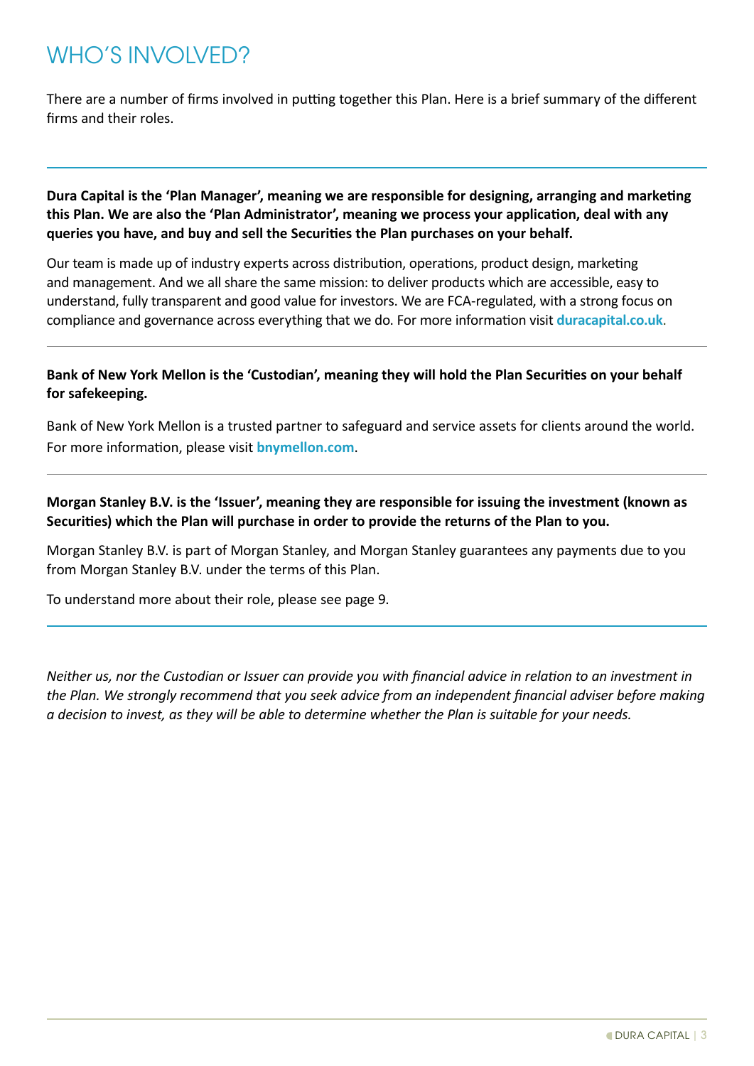# WHO'S INVOLVED?

There are a number of firms involved in putting together this Plan. Here is a brief summary of the different firms and their roles.

---

**Dura Capital is the 'Plan Manager', meaning we are responsible for designing, arranging and marketing this Plan. We are also the 'Plan Administrator', meaning we process your application, deal with any queries you have, and buy and sell the Securities the Plan purchases on your behalf.**

Our team is made up of industry experts across distribution, operations, product design, marketing and management. And we all share the same mission: to deliver products which are accessible, easy to understand, fully transparent and good value for investors. We are FCA-regulated, with a strong focus on compliance and governance across everything that we do. For more information visit **duracapital.co.uk**.

---

**Bank of New York Mellon is the 'Custodian', meaning they will hold the Plan Securities on your behalf for safekeeping.**

Bank of New York Mellon is a trusted partner to safeguard and service assets for clients around the world. For more information, please visit **bnymellon.com**.

---

**Morgan Stanley B.V. is the 'Issuer', meaning they are responsible for issuing the investment (known as Securities) which the Plan will purchase in order to provide the returns of the Plan to you.**

Morgan Stanley B.V. is part of Morgan Stanley, and Morgan Stanley guarantees any payments due to you from Morgan Stanley B.V. under the terms of this Plan.

To understand more about their role, please see page 9.

---

*Neither us, nor the Custodian or Issuer can provide you with financial advice in relation to an investment in the Plan. We strongly recommend that you seek advice from an independent financial adviser before making a decision to invest, as they will be able to determine whether the Plan is suitable for your needs.*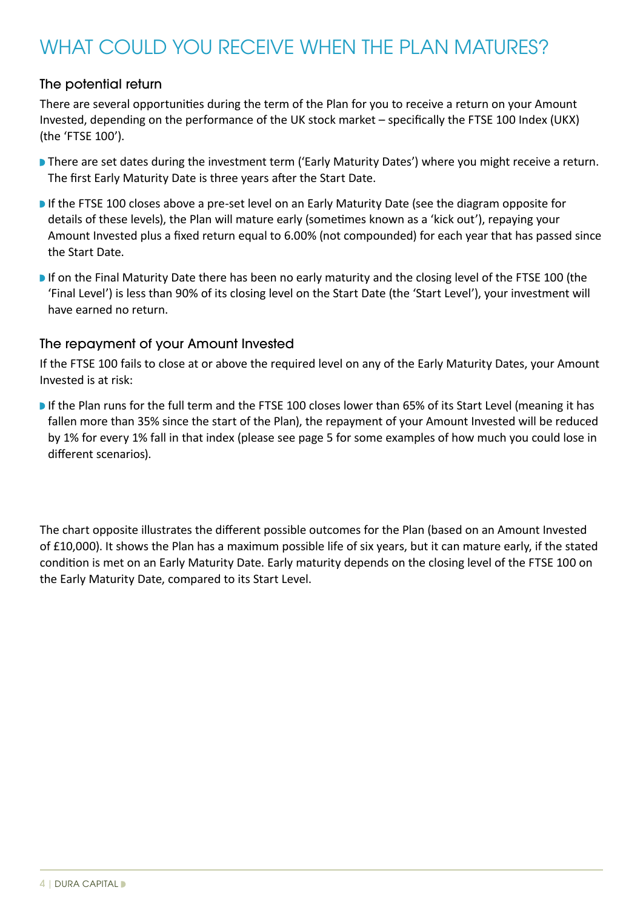# WHAT COULD YOU RECEIVE WHEN THE PLAN MATURES?

## The potential return

There are several opportunities during the term of the Plan for you to receive a return on your Amount Invested, depending on the performance of the UK stock market – specifically the FTSE 100 Index (UKX) (the 'FTSE 100').

- There are set dates during the investment term ('Early Maturity Dates') where you might receive a return. The first Early Maturity Date is three years after the Start Date.
- If the FTSE 100 closes above a pre-set level on an Early Maturity Date (see the diagram opposite for details of these levels), the Plan will mature early (sometimes known as a 'kick out'), repaying your Amount Invested plus a fixed return equal to 6.00% (not compounded) for each year that has passed since the Start Date.
- If on the Final Maturity Date there has been no early maturity and the closing level of the FTSE 100 (the 'Final Level') is less than 90% of its closing level on the Start Date (the 'Start Level'), your investment will have earned no return.

## The repayment of your Amount Invested

If the FTSE 100 fails to close at or above the required level on any of the Early Maturity Dates, your Amount Invested is at risk:

- If the Plan runs for the full term and the FTSE 100 closes lower than 65% of its Start Level (meaning it has fallen more than 35% since the start of the Plan), the repayment of your Amount Invested will be reduced by 1% for every 1% fall in that index (please see page 5 for some examples of how much you could lose in different scenarios).

The chart opposite illustrates the different possible outcomes for the Plan (based on an Amount Invested of £10,000). It shows the Plan has a maximum possible life of six years, but it can mature early, if the stated condition is met on an Early Maturity Date. Early maturity depends on the closing level of the FTSE 100 on the Early Maturity Date, compared to its Start Level.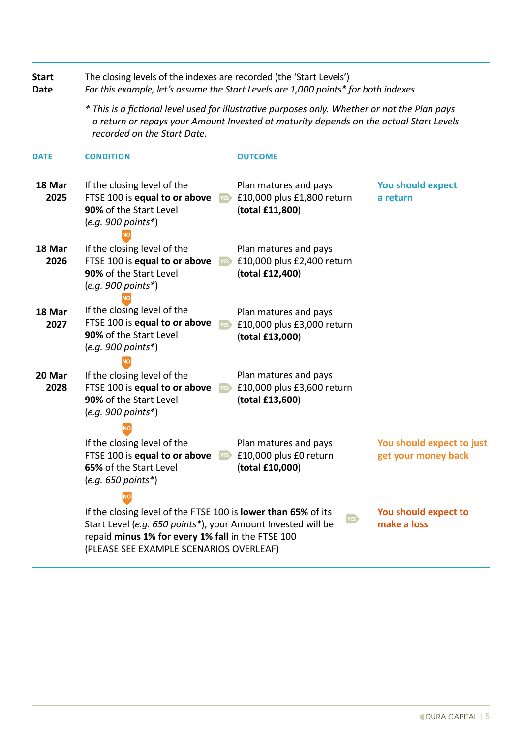**Start Date**

The closing levels of the indexes are recorded (the 'Start Levels')
*For this example, let's assume the Start Levels are 1,000 points* for both indexes*

*\* This is a fictional level used for illustrative purposes only. Whether or not the Plan pays a return or repays your Amount Invested at maturity depends on the actual Start Levels recorded on the Start Date.*

| DATE | CONDITION | | OUTCOME | |
|---|---|---|---|---|
| **18 Mar 2025** | If the closing level of the FTSE 100 is **equal to or above 90%** of the Start Level (*e.g. 900 points\**) | YES | Plan matures and pays £10,000 plus £1,800 return (**total £11,800**) | **You should expect a return** |
| | NO | | | |
| **18 Mar 2026** | If the closing level of the FTSE 100 is **equal to or above 90%** of the Start Level (*e.g. 900 points\**) | YES | Plan matures and pays £10,000 plus £2,400 return (**total £12,400**) | |
| | NO | | | |
| **18 Mar 2027** | If the closing level of the FTSE 100 is **equal to or above 90%** of the Start Level (*e.g. 900 points\**) | YES | Plan matures and pays £10,000 plus £3,000 return (**total £13,000**) | |
| | NO | | | |
| **20 Mar 2028** | If the closing level of the FTSE 100 is **equal to or above 90%** of the Start Level (*e.g. 900 points\**) | YES | Plan matures and pays £10,000 plus £3,600 return (**total £13,600**) | |
| | NO | | | |
| | If the closing level of the FTSE 100 is **equal to or above 65%** of the Start Level (*e.g. 650 points\**) | YES | Plan matures and pays £10,000 plus £0 return (**total £10,000**) | **You should expect to just get your money back** |
| | NO | | | |
| | If the closing level of the FTSE 100 is **lower than 65%** of its Start Level (*e.g. 650 points\**), your Amount Invested will be repaid **minus 1% for every 1% fall** in the FTSE 100 (PLEASE SEE EXAMPLE SCENARIOS OVERLEAF) | YES | | **You should expect to make a loss** |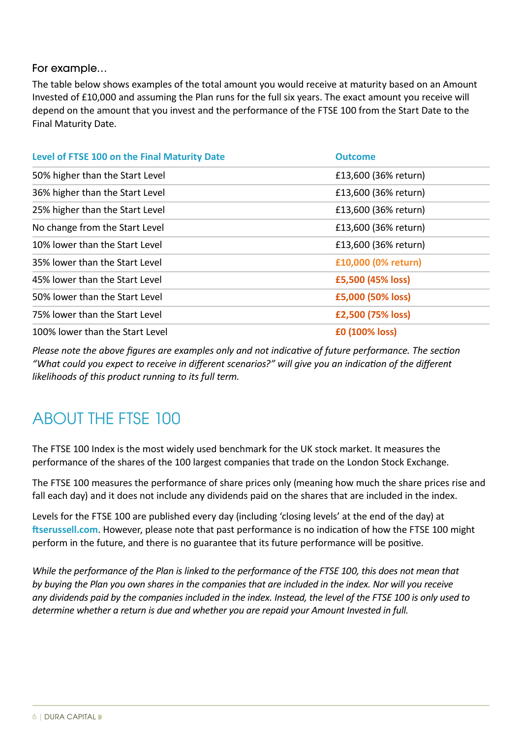### For example…

The table below shows examples of the total amount you would receive at maturity based on an Amount Invested of £10,000 and assuming the Plan runs for the full six years. The exact amount you receive will depend on the amount that you invest and the performance of the FTSE 100 from the Start Date to the Final Maturity Date.

| Level of FTSE 100 on the Final Maturity Date | Outcome |
|---|---|
| 50% higher than the Start Level | £13,600 (36% return) |
| 36% higher than the Start Level | £13,600 (36% return) |
| 25% higher than the Start Level | £13,600 (36% return) |
| No change from the Start Level | £13,600 (36% return) |
| 10% lower than the Start Level | £13,600 (36% return) |
| 35% lower than the Start Level | **£10,000 (0% return)** |
| 45% lower than the Start Level | **£5,500 (45% loss)** |
| 50% lower than the Start Level | **£5,000 (50% loss)** |
| 75% lower than the Start Level | **£2,500 (75% loss)** |
| 100% lower than the Start Level | **£0 (100% loss)** |

*Please note the above figures are examples only and not indicative of future performance. The section “What could you expect to receive in different scenarios?” will give you an indication of the different likelihoods of this product running to its full term.*

## ABOUT THE FTSE 100

The FTSE 100 Index is the most widely used benchmark for the UK stock market. It measures the performance of the shares of the 100 largest companies that trade on the London Stock Exchange.

The FTSE 100 measures the performance of share prices only (meaning how much the share prices rise and fall each day) and it does not include any dividends paid on the shares that are included in the index.

Levels for the FTSE 100 are published every day (including ‘closing levels’ at the end of the day) at **ftserussell.com**. However, please note that past performance is no indication of how the FTSE 100 might perform in the future, and there is no guarantee that its future performance will be positive.

*While the performance of the Plan is linked to the performance of the FTSE 100, this does not mean that by buying the Plan you own shares in the companies that are included in the index. Nor will you receive any dividends paid by the companies included in the index. Instead, the level of the FTSE 100 is only used to determine whether a return is due and whether you are repaid your Amount Invested in full.*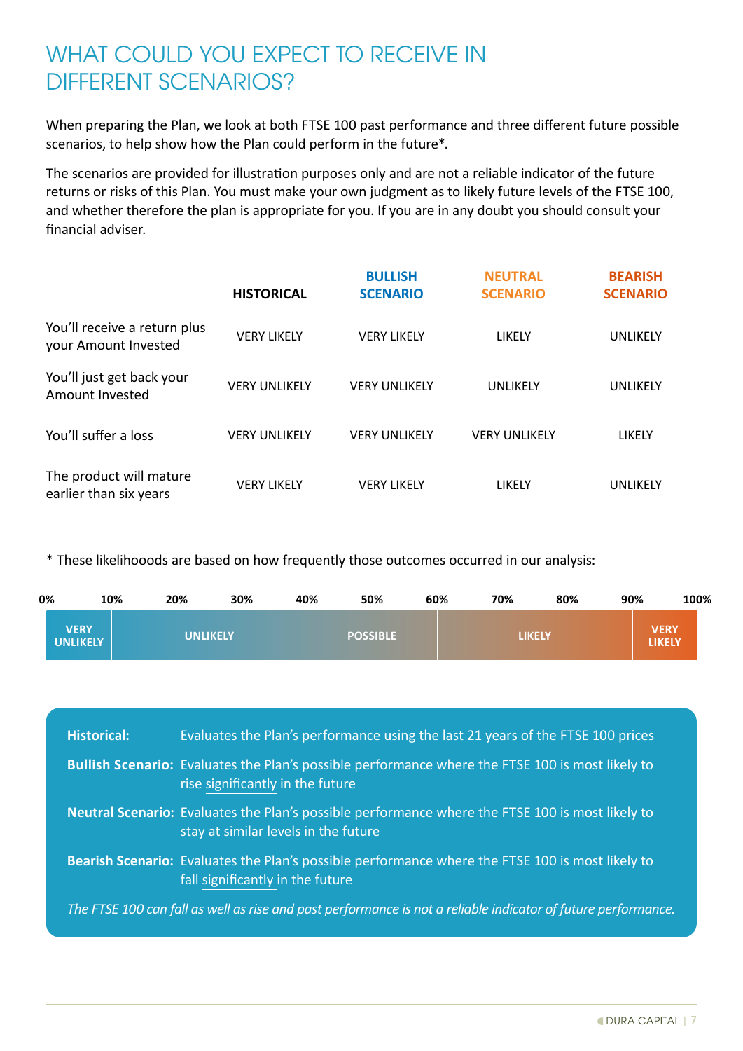# WHAT COULD YOU EXPECT TO RECEIVE IN DIFFERENT SCENARIOS?

When preparing the Plan, we look at both FTSE 100 past performance and three different future possible scenarios, to help show how the Plan could perform in the future*.

The scenarios are provided for illustration purposes only and are not a reliable indicator of the future returns or risks of this Plan. You must make your own judgment as to likely future levels of the FTSE 100, and whether therefore the plan is appropriate for you. If you are in any doubt you should consult your financial adviser.

| | HISTORICAL | BULLISH SCENARIO | NEUTRAL SCENARIO | BEARISH SCENARIO |
|---|---|---|---|---|
| You'll receive a return plus your Amount Invested | VERY LIKELY | VERY LIKELY | LIKELY | UNLIKELY |
| You'll just get back your Amount Invested | VERY UNLIKELY | VERY UNLIKELY | UNLIKELY | UNLIKELY |
| You'll suffer a loss | VERY UNLIKELY | VERY UNLIKELY | VERY UNLIKELY | LIKELY |
| The product will mature earlier than six years | VERY LIKELY | VERY LIKELY | LIKELY | UNLIKELY |

* These likelihooods are based on how frequently those outcomes occurred in our analysis:

| 0%–10% | 10%–40% | 40%–60% | 60%–90% | 90%–100% |
|---|---|---|---|---|
| VERY UNLIKELY | UNLIKELY | POSSIBLE | LIKELY | VERY LIKELY |

**Historical:** Evaluates the Plan's performance using the last 21 years of the FTSE 100 prices

**Bullish Scenario:** Evaluates the Plan's possible performance where the FTSE 100 is most likely to rise significantly in the future

**Neutral Scenario:** Evaluates the Plan's possible performance where the FTSE 100 is most likely to stay at similar levels in the future

**Bearish Scenario:** Evaluates the Plan's possible performance where the FTSE 100 is most likely to fall significantly in the future

*The FTSE 100 can fall as well as rise and past performance is not a reliable indicator of future performance.*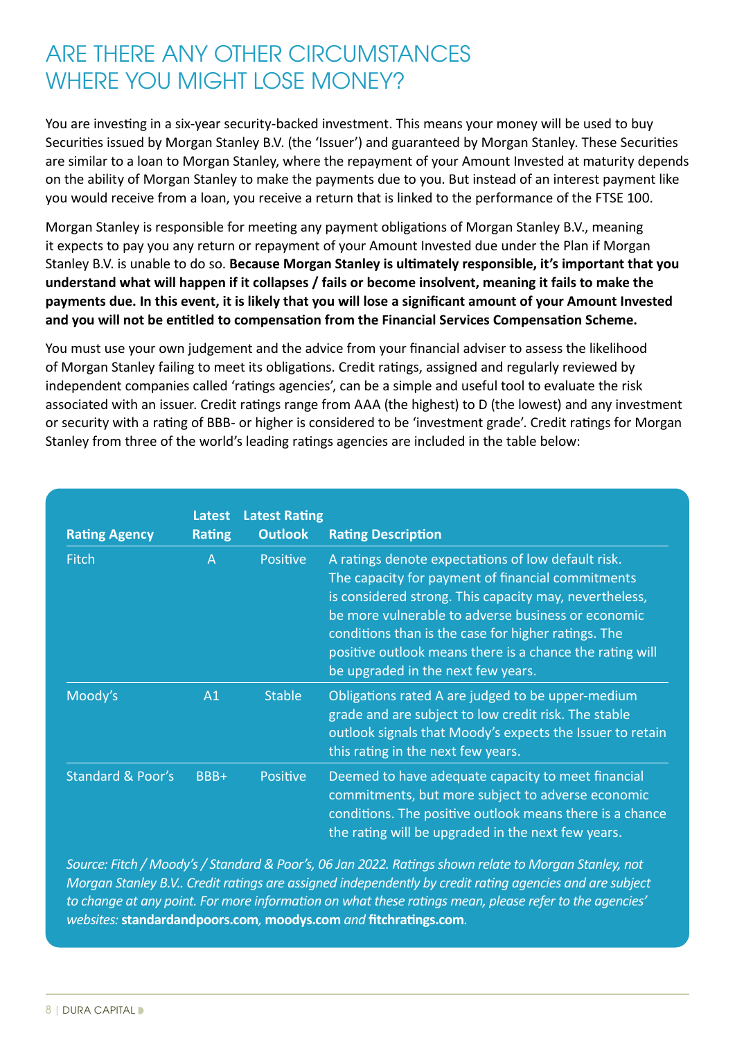# ARE THERE ANY OTHER CIRCUMSTANCES WHERE YOU MIGHT LOSE MONEY?

You are investing in a six-year security-backed investment. This means your money will be used to buy Securities issued by Morgan Stanley B.V. (the 'Issuer') and guaranteed by Morgan Stanley. These Securities are similar to a loan to Morgan Stanley, where the repayment of your Amount Invested at maturity depends on the ability of Morgan Stanley to make the payments due to you. But instead of an interest payment like you would receive from a loan, you receive a return that is linked to the performance of the FTSE 100.

Morgan Stanley is responsible for meeting any payment obligations of Morgan Stanley B.V., meaning it expects to pay you any return or repayment of your Amount Invested due under the Plan if Morgan Stanley B.V. is unable to do so. **Because Morgan Stanley is ultimately responsible, it's important that you understand what will happen if it collapses / fails or become insolvent, meaning it fails to make the payments due. In this event, it is likely that you will lose a significant amount of your Amount Invested and you will not be entitled to compensation from the Financial Services Compensation Scheme.**

You must use your own judgement and the advice from your financial adviser to assess the likelihood of Morgan Stanley failing to meet its obligations. Credit ratings, assigned and regularly reviewed by independent companies called 'ratings agencies', can be a simple and useful tool to evaluate the risk associated with an issuer. Credit ratings range from AAA (the highest) to D (the lowest) and any investment or security with a rating of BBB- or higher is considered to be 'investment grade'. Credit ratings for Morgan Stanley from three of the world's leading ratings agencies are included in the table below:

| Rating Agency | Latest Rating | Latest Rating Outlook | Rating Description |
|---|---|---|---|
| Fitch | A | Positive | A ratings denote expectations of low default risk. The capacity for payment of financial commitments is considered strong. This capacity may, nevertheless, be more vulnerable to adverse business or economic conditions than is the case for higher ratings. The positive outlook means there is a chance the rating will be upgraded in the next few years. |
| Moody's | A1 | Stable | Obligations rated A are judged to be upper-medium grade and are subject to low credit risk. The stable outlook signals that Moody's expects the Issuer to retain this rating in the next few years. |
| Standard & Poor's | BBB+ | Positive | Deemed to have adequate capacity to meet financial commitments, but more subject to adverse economic conditions. The positive outlook means there is a chance the rating will be upgraded in the next few years. |

*Source: Fitch / Moody's / Standard & Poor's, 06 Jan 2022. Ratings shown relate to Morgan Stanley, not Morgan Stanley B.V.. Credit ratings are assigned independently by credit rating agencies and are subject to change at any point. For more information on what these ratings mean, please refer to the agencies' websites:* **standardandpoors.com**, **moodys.com** *and* **fitchratings.com**.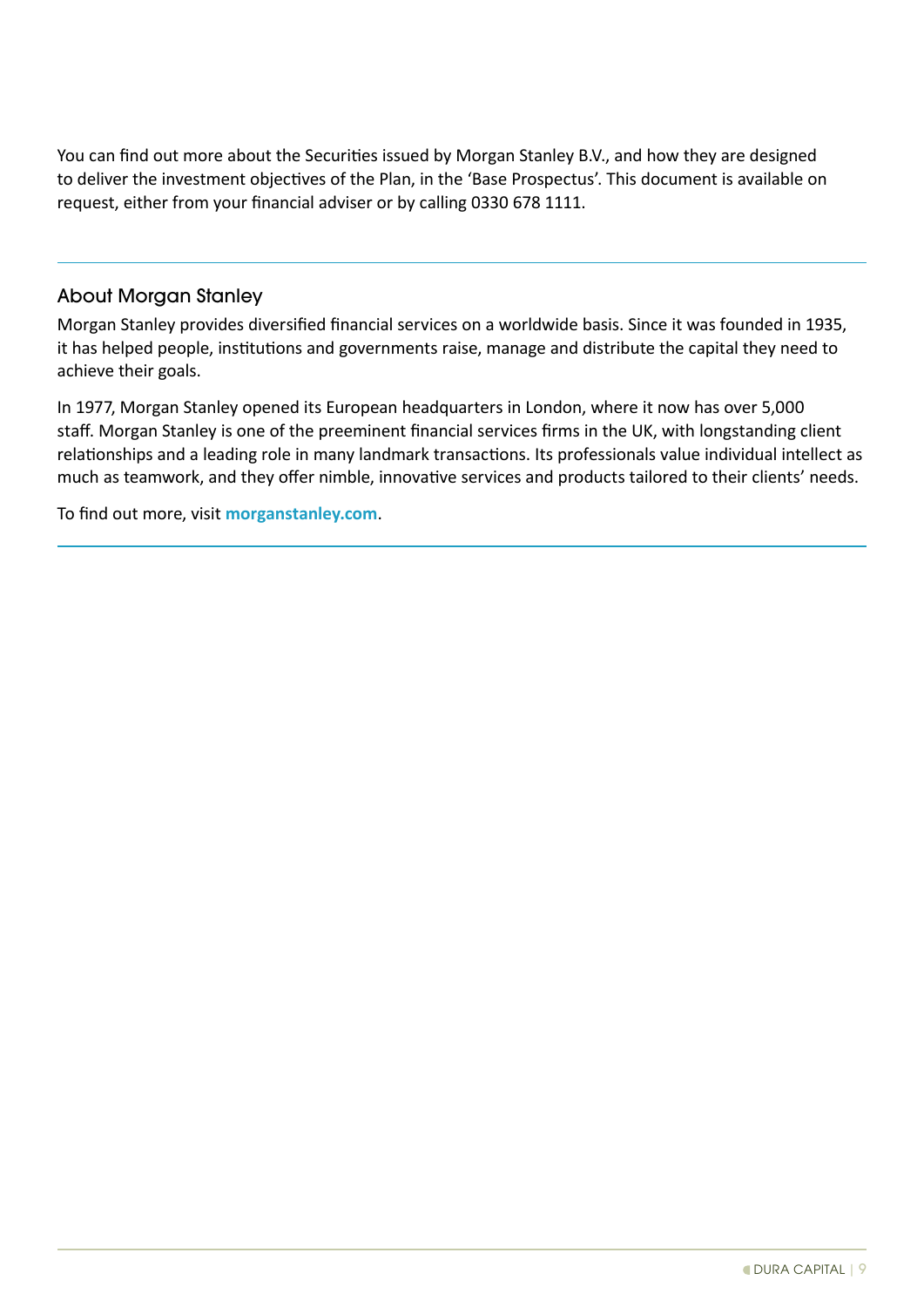You can find out more about the Securities issued by Morgan Stanley B.V., and how they are designed to deliver the investment objectives of the Plan, in the 'Base Prospectus'. This document is available on request, either from your financial adviser or by calling 0330 678 1111.

---

## About Morgan Stanley

Morgan Stanley provides diversified financial services on a worldwide basis. Since it was founded in 1935, it has helped people, institutions and governments raise, manage and distribute the capital they need to achieve their goals.

In 1977, Morgan Stanley opened its European headquarters in London, where it now has over 5,000 staff. Morgan Stanley is one of the preeminent financial services firms in the UK, with longstanding client relationships and a leading role in many landmark transactions. Its professionals value individual intellect as much as teamwork, and they offer nimble, innovative services and products tailored to their clients' needs.

To find out more, visit **morganstanley.com**.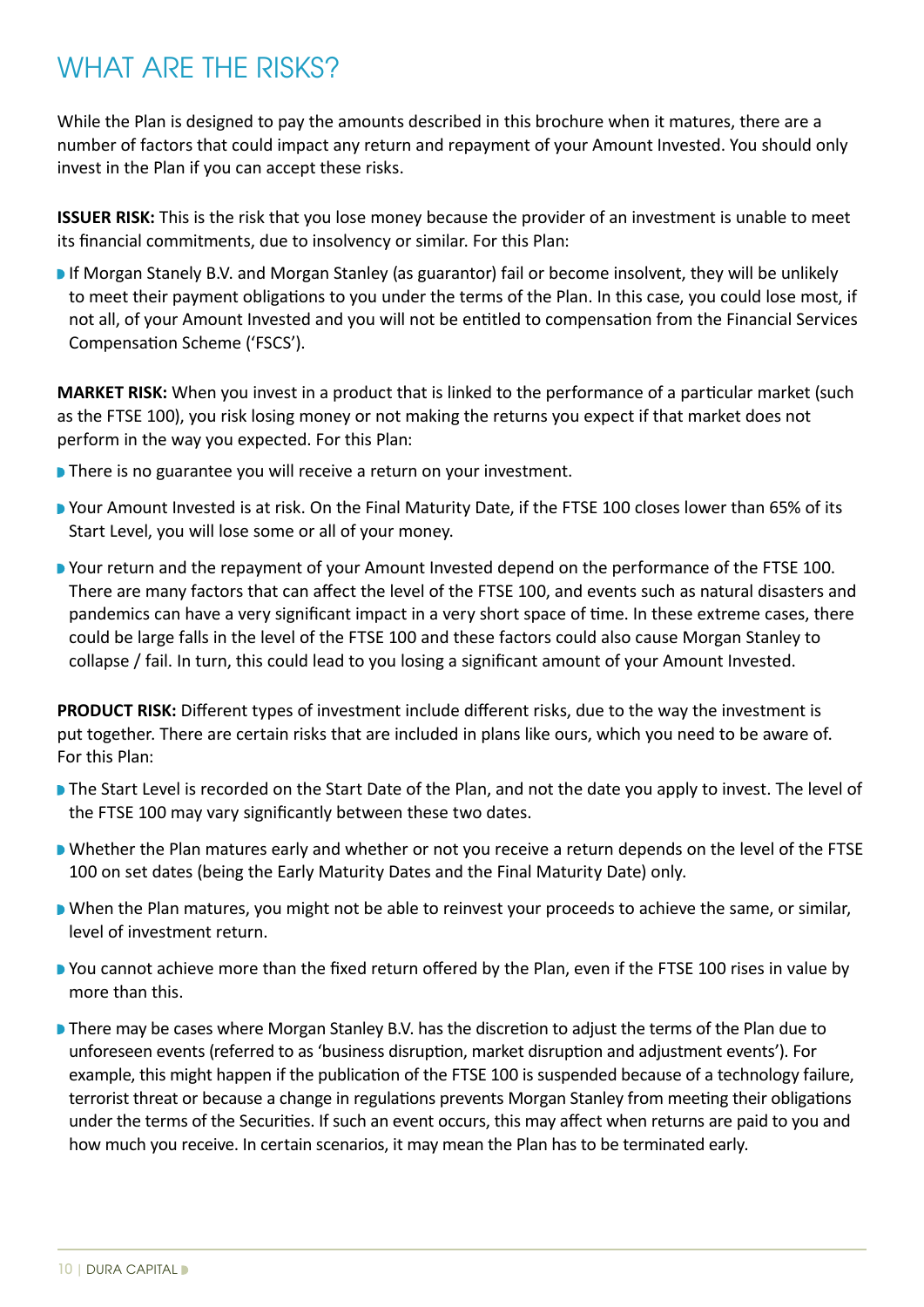# WHAT ARE THE RISKS?

While the Plan is designed to pay the amounts described in this brochure when it matures, there are a number of factors that could impact any return and repayment of your Amount Invested. You should only invest in the Plan if you can accept these risks.

**ISSUER RISK:** This is the risk that you lose money because the provider of an investment is unable to meet its financial commitments, due to insolvency or similar. For this Plan:

- If Morgan Stanely B.V. and Morgan Stanley (as guarantor) fail or become insolvent, they will be unlikely to meet their payment obligations to you under the terms of the Plan. In this case, you could lose most, if not all, of your Amount Invested and you will not be entitled to compensation from the Financial Services Compensation Scheme ('FSCS').

**MARKET RISK:** When you invest in a product that is linked to the performance of a particular market (such as the FTSE 100), you risk losing money or not making the returns you expect if that market does not perform in the way you expected. For this Plan:

- There is no guarantee you will receive a return on your investment.
- Your Amount Invested is at risk. On the Final Maturity Date, if the FTSE 100 closes lower than 65% of its Start Level, you will lose some or all of your money.
- Your return and the repayment of your Amount Invested depend on the performance of the FTSE 100. There are many factors that can affect the level of the FTSE 100, and events such as natural disasters and pandemics can have a very significant impact in a very short space of time. In these extreme cases, there could be large falls in the level of the FTSE 100 and these factors could also cause Morgan Stanley to collapse / fail. In turn, this could lead to you losing a significant amount of your Amount Invested.

**PRODUCT RISK:** Different types of investment include different risks, due to the way the investment is put together. There are certain risks that are included in plans like ours, which you need to be aware of. For this Plan:

- The Start Level is recorded on the Start Date of the Plan, and not the date you apply to invest. The level of the FTSE 100 may vary significantly between these two dates.
- Whether the Plan matures early and whether or not you receive a return depends on the level of the FTSE 100 on set dates (being the Early Maturity Dates and the Final Maturity Date) only.
- When the Plan matures, you might not be able to reinvest your proceeds to achieve the same, or similar, level of investment return.
- You cannot achieve more than the fixed return offered by the Plan, even if the FTSE 100 rises in value by more than this.
- There may be cases where Morgan Stanley B.V. has the discretion to adjust the terms of the Plan due to unforeseen events (referred to as 'business disruption, market disruption and adjustment events'). For example, this might happen if the publication of the FTSE 100 is suspended because of a technology failure, terrorist threat or because a change in regulations prevents Morgan Stanley from meeting their obligations under the terms of the Securities. If such an event occurs, this may affect when returns are paid to you and how much you receive. In certain scenarios, it may mean the Plan has to be terminated early.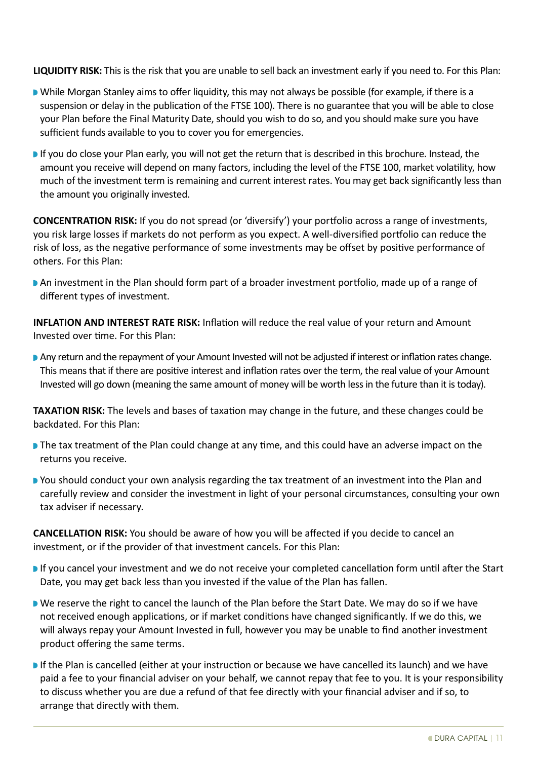**LIQUIDITY RISK:** This is the risk that you are unable to sell back an investment early if you need to. For this Plan:

- While Morgan Stanley aims to offer liquidity, this may not always be possible (for example, if there is a suspension or delay in the publication of the FTSE 100). There is no guarantee that you will be able to close your Plan before the Final Maturity Date, should you wish to do so, and you should make sure you have sufficient funds available to you to cover you for emergencies.
- If you do close your Plan early, you will not get the return that is described in this brochure. Instead, the amount you receive will depend on many factors, including the level of the FTSE 100, market volatility, how much of the investment term is remaining and current interest rates. You may get back significantly less than the amount you originally invested.

**CONCENTRATION RISK:** If you do not spread (or 'diversify') your portfolio across a range of investments, you risk large losses if markets do not perform as you expect. A well-diversified portfolio can reduce the risk of loss, as the negative performance of some investments may be offset by positive performance of others. For this Plan:

- An investment in the Plan should form part of a broader investment portfolio, made up of a range of different types of investment.

**INFLATION AND INTEREST RATE RISK:** Inflation will reduce the real value of your return and Amount Invested over time. For this Plan:

- Any return and the repayment of your Amount Invested will not be adjusted if interest or inflation rates change. This means that if there are positive interest and inflation rates over the term, the real value of your Amount Invested will go down (meaning the same amount of money will be worth less in the future than it is today).

**TAXATION RISK:** The levels and bases of taxation may change in the future, and these changes could be backdated. For this Plan:

- The tax treatment of the Plan could change at any time, and this could have an adverse impact on the returns you receive.
- You should conduct your own analysis regarding the tax treatment of an investment into the Plan and carefully review and consider the investment in light of your personal circumstances, consulting your own tax adviser if necessary.

**CANCELLATION RISK:** You should be aware of how you will be affected if you decide to cancel an investment, or if the provider of that investment cancels. For this Plan:

- If you cancel your investment and we do not receive your completed cancellation form until after the Start Date, you may get back less than you invested if the value of the Plan has fallen.
- We reserve the right to cancel the launch of the Plan before the Start Date. We may do so if we have not received enough applications, or if market conditions have changed significantly. If we do this, we will always repay your Amount Invested in full, however you may be unable to find another investment product offering the same terms.
- If the Plan is cancelled (either at your instruction or because we have cancelled its launch) and we have paid a fee to your financial adviser on your behalf, we cannot repay that fee to you. It is your responsibility to discuss whether you are due a refund of that fee directly with your financial adviser and if so, to arrange that directly with them.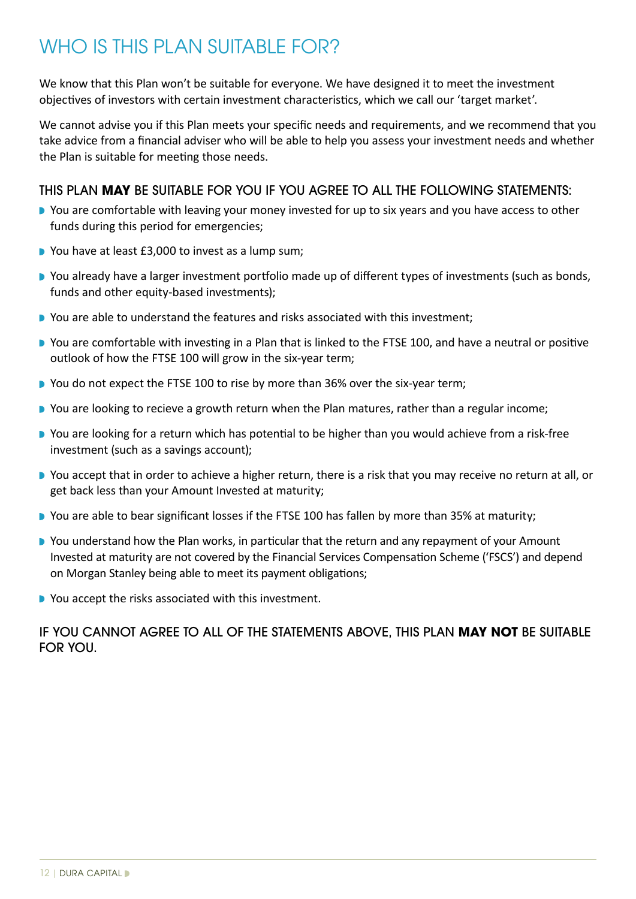# WHO IS THIS PLAN SUITABLE FOR?

We know that this Plan won't be suitable for everyone. We have designed it to meet the investment objectives of investors with certain investment characteristics, which we call our 'target market'.

We cannot advise you if this Plan meets your specific needs and requirements, and we recommend that you take advice from a financial adviser who will be able to help you assess your investment needs and whether the Plan is suitable for meeting those needs.

### THIS PLAN **MAY** BE SUITABLE FOR YOU IF YOU AGREE TO ALL THE FOLLOWING STATEMENTS:

- You are comfortable with leaving your money invested for up to six years and you have access to other funds during this period for emergencies;
- You have at least £3,000 to invest as a lump sum;
- You already have a larger investment portfolio made up of different types of investments (such as bonds, funds and other equity-based investments);
- You are able to understand the features and risks associated with this investment;
- You are comfortable with investing in a Plan that is linked to the FTSE 100, and have a neutral or positive outlook of how the FTSE 100 will grow in the six-year term;
- You do not expect the FTSE 100 to rise by more than 36% over the six-year term;
- You are looking to recieve a growth return when the Plan matures, rather than a regular income;
- You are looking for a return which has potential to be higher than you would achieve from a risk-free investment (such as a savings account);
- You accept that in order to achieve a higher return, there is a risk that you may receive no return at all, or get back less than your Amount Invested at maturity;
- You are able to bear significant losses if the FTSE 100 has fallen by more than 35% at maturity;
- You understand how the Plan works, in particular that the return and any repayment of your Amount Invested at maturity are not covered by the Financial Services Compensation Scheme ('FSCS') and depend on Morgan Stanley being able to meet its payment obligations;
- You accept the risks associated with this investment.

### IF YOU CANNOT AGREE TO ALL OF THE STATEMENTS ABOVE, THIS PLAN **MAY NOT** BE SUITABLE FOR YOU.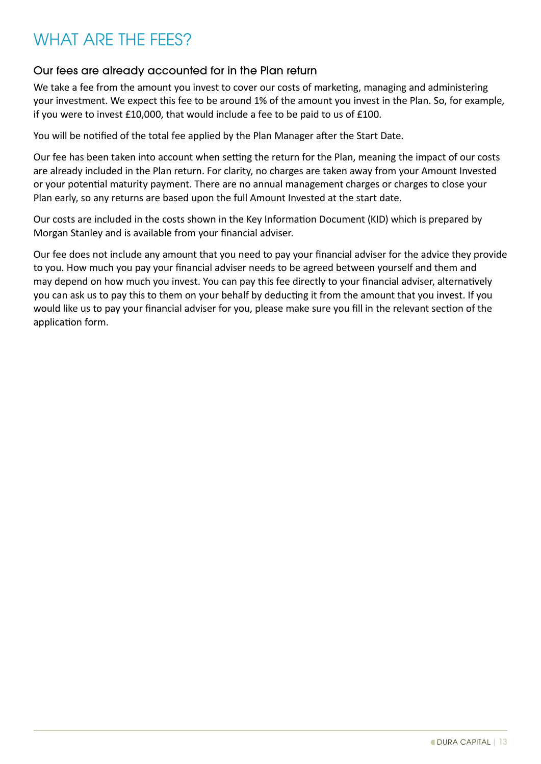# WHAT ARE THE FEES?

## Our fees are already accounted for in the Plan return

We take a fee from the amount you invest to cover our costs of marketing, managing and administering your investment. We expect this fee to be around 1% of the amount you invest in the Plan. So, for example, if you were to invest £10,000, that would include a fee to be paid to us of £100.

You will be notified of the total fee applied by the Plan Manager after the Start Date.

Our fee has been taken into account when setting the return for the Plan, meaning the impact of our costs are already included in the Plan return. For clarity, no charges are taken away from your Amount Invested or your potential maturity payment. There are no annual management charges or charges to close your Plan early, so any returns are based upon the full Amount Invested at the start date.

Our costs are included in the costs shown in the Key Information Document (KID) which is prepared by Morgan Stanley and is available from your financial adviser.

Our fee does not include any amount that you need to pay your financial adviser for the advice they provide to you. How much you pay your financial adviser needs to be agreed between yourself and them and may depend on how much you invest. You can pay this fee directly to your financial adviser, alternatively you can ask us to pay this to them on your behalf by deducting it from the amount that you invest. If you would like us to pay your financial adviser for you, please make sure you fill in the relevant section of the application form.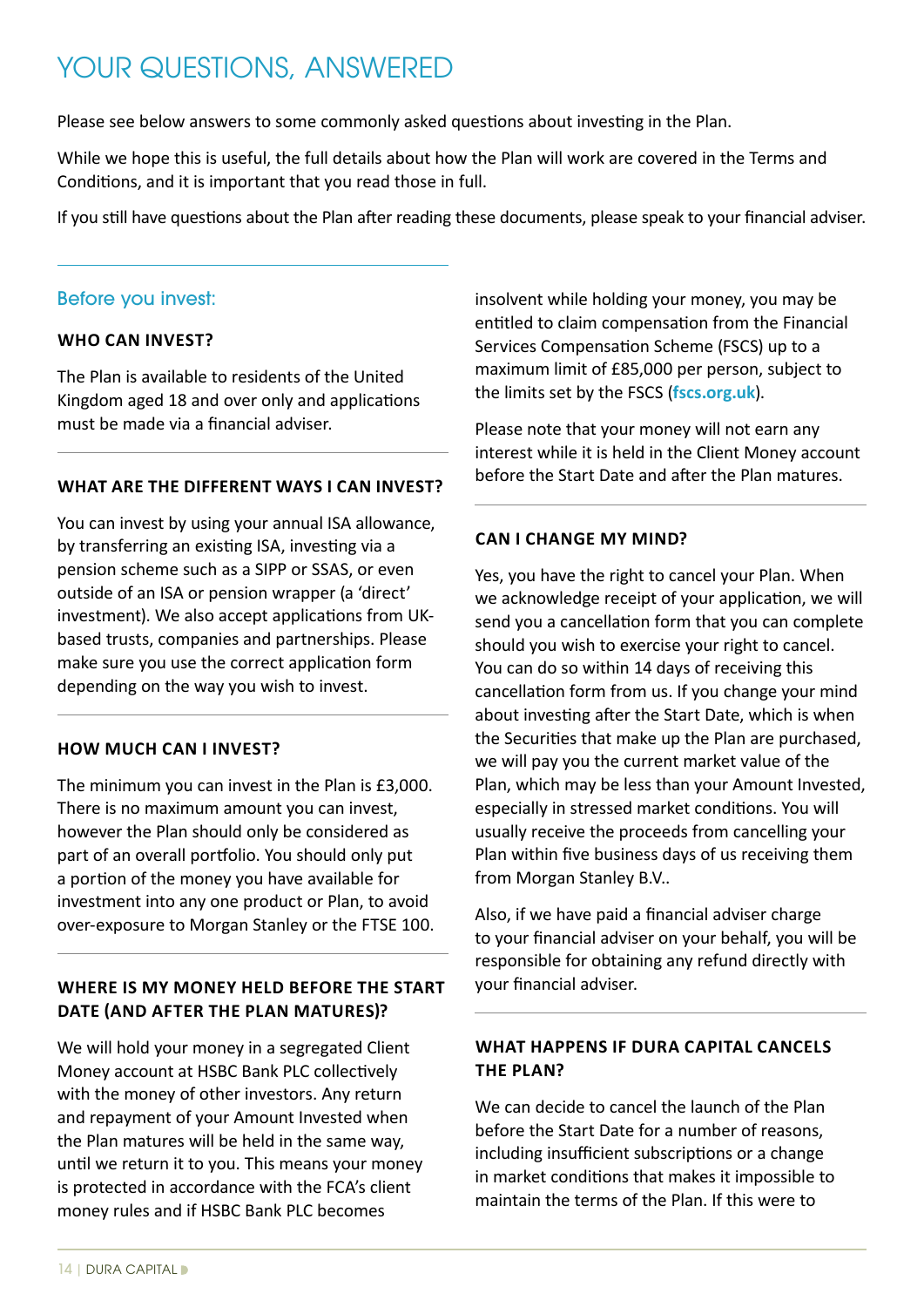# YOUR QUESTIONS, ANSWERED

Please see below answers to some commonly asked questions about investing in the Plan.

While we hope this is useful, the full details about how the Plan will work are covered in the Terms and Conditions, and it is important that you read those in full.

If you still have questions about the Plan after reading these documents, please speak to your financial adviser.

## Before you invest:

### WHO CAN INVEST?

The Plan is available to residents of the United Kingdom aged 18 and over only and applications must be made via a financial adviser.

### WHAT ARE THE DIFFERENT WAYS I CAN INVEST?

You can invest by using your annual ISA allowance, by transferring an existing ISA, investing via a pension scheme such as a SIPP or SSAS, or even outside of an ISA or pension wrapper (a 'direct' investment). We also accept applications from UK-based trusts, companies and partnerships. Please make sure you use the correct application form depending on the way you wish to invest.

### HOW MUCH CAN I INVEST?

The minimum you can invest in the Plan is £3,000. There is no maximum amount you can invest, however the Plan should only be considered as part of an overall portfolio. You should only put a portion of the money you have available for investment into any one product or Plan, to avoid over-exposure to Morgan Stanley or the FTSE 100.

### WHERE IS MY MONEY HELD BEFORE THE START DATE (AND AFTER THE PLAN MATURES)?

We will hold your money in a segregated Client Money account at HSBC Bank PLC collectively with the money of other investors. Any return and repayment of your Amount Invested when the Plan matures will be held in the same way, until we return it to you. This means your money is protected in accordance with the FCA's client money rules and if HSBC Bank PLC becomes insolvent while holding your money, you may be entitled to claim compensation from the Financial Services Compensation Scheme (FSCS) up to a maximum limit of £85,000 per person, subject to the limits set by the FSCS (**fscs.org.uk**).

Please note that your money will not earn any interest while it is held in the Client Money account before the Start Date and after the Plan matures.

### CAN I CHANGE MY MIND?

Yes, you have the right to cancel your Plan. When we acknowledge receipt of your application, we will send you a cancellation form that you can complete should you wish to exercise your right to cancel. You can do so within 14 days of receiving this cancellation form from us. If you change your mind about investing after the Start Date, which is when the Securities that make up the Plan are purchased, we will pay you the current market value of the Plan, which may be less than your Amount Invested, especially in stressed market conditions. You will usually receive the proceeds from cancelling your Plan within five business days of us receiving them from Morgan Stanley B.V..

Also, if we have paid a financial adviser charge to your financial adviser on your behalf, you will be responsible for obtaining any refund directly with your financial adviser.

### WHAT HAPPENS IF DURA CAPITAL CANCELS THE PLAN?

We can decide to cancel the launch of the Plan before the Start Date for a number of reasons, including insufficient subscriptions or a change in market conditions that makes it impossible to maintain the terms of the Plan. If this were to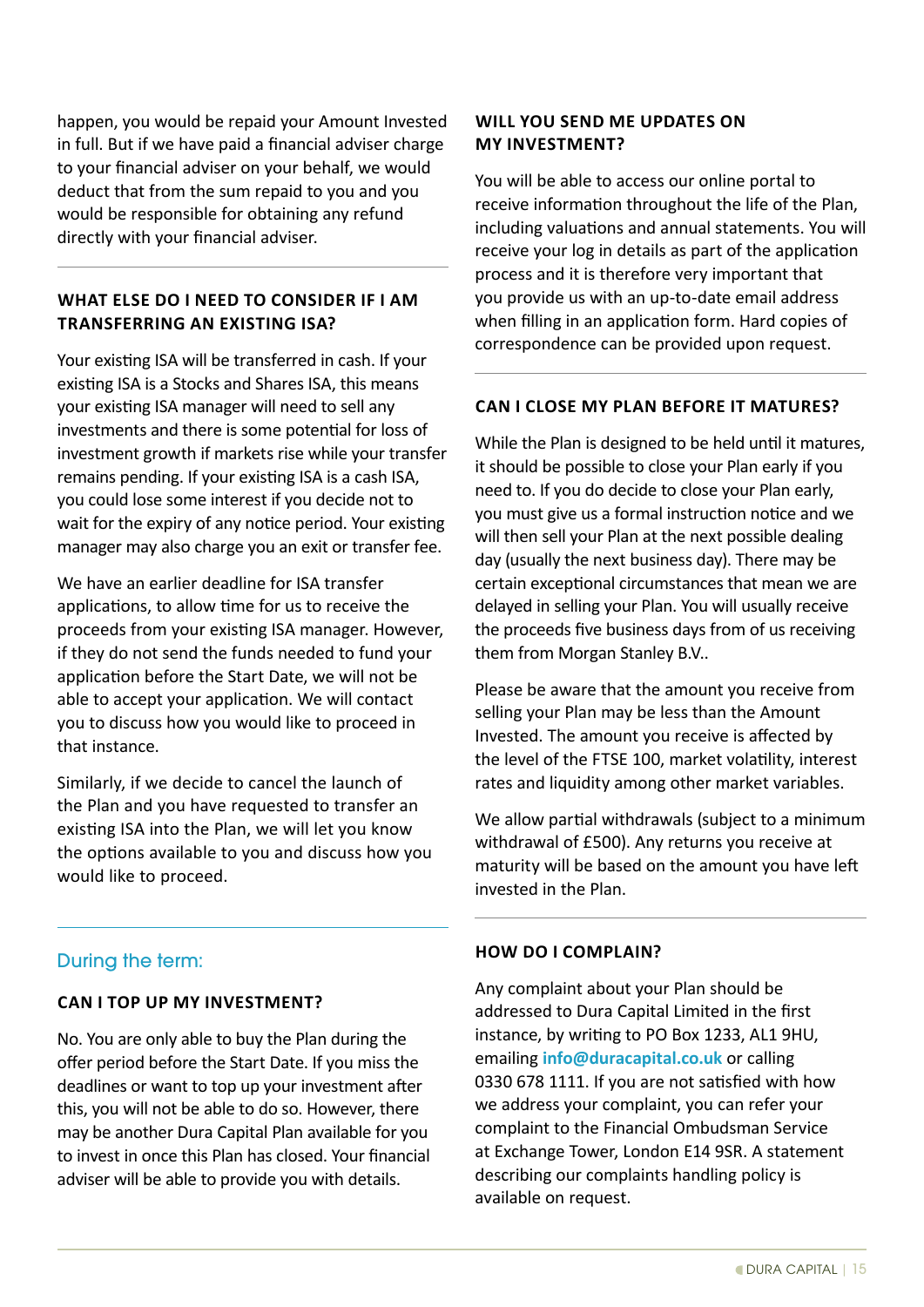happen, you would be repaid your Amount Invested in full. But if we have paid a financial adviser charge to your financial adviser on your behalf, we would deduct that from the sum repaid to you and you would be responsible for obtaining any refund directly with your financial adviser.

### WHAT ELSE DO I NEED TO CONSIDER IF I AM TRANSFERRING AN EXISTING ISA?

Your existing ISA will be transferred in cash. If your existing ISA is a Stocks and Shares ISA, this means your existing ISA manager will need to sell any investments and there is some potential for loss of investment growth if markets rise while your transfer remains pending. If your existing ISA is a cash ISA, you could lose some interest if you decide not to wait for the expiry of any notice period. Your existing manager may also charge you an exit or transfer fee.

We have an earlier deadline for ISA transfer applications, to allow time for us to receive the proceeds from your existing ISA manager. However, if they do not send the funds needed to fund your application before the Start Date, we will not be able to accept your application. We will contact you to discuss how you would like to proceed in that instance.

Similarly, if we decide to cancel the launch of the Plan and you have requested to transfer an existing ISA into the Plan, we will let you know the options available to you and discuss how you would like to proceed.

## During the term:

### CAN I TOP UP MY INVESTMENT?

No. You are only able to buy the Plan during the offer period before the Start Date. If you miss the deadlines or want to top up your investment after this, you will not be able to do so. However, there may be another Dura Capital Plan available for you to invest in once this Plan has closed. Your financial adviser will be able to provide you with details.

### WILL YOU SEND ME UPDATES ON MY INVESTMENT?

You will be able to access our online portal to receive information throughout the life of the Plan, including valuations and annual statements. You will receive your log in details as part of the application process and it is therefore very important that you provide us with an up-to-date email address when filling in an application form. Hard copies of correspondence can be provided upon request.

### CAN I CLOSE MY PLAN BEFORE IT MATURES?

While the Plan is designed to be held until it matures, it should be possible to close your Plan early if you need to. If you do decide to close your Plan early, you must give us a formal instruction notice and we will then sell your Plan at the next possible dealing day (usually the next business day). There may be certain exceptional circumstances that mean we are delayed in selling your Plan. You will usually receive the proceeds five business days from of us receiving them from Morgan Stanley B.V..

Please be aware that the amount you receive from selling your Plan may be less than the Amount Invested. The amount you receive is affected by the level of the FTSE 100, market volatility, interest rates and liquidity among other market variables.

We allow partial withdrawals (subject to a minimum withdrawal of £500). Any returns you receive at maturity will be based on the amount you have left invested in the Plan.

### HOW DO I COMPLAIN?

Any complaint about your Plan should be addressed to Dura Capital Limited in the first instance, by writing to PO Box 1233, AL1 9HU, emailing **info@duracapital.co.uk** or calling 0330 678 1111. If you are not satisfied with how we address your complaint, you can refer your complaint to the Financial Ombudsman Service at Exchange Tower, London E14 9SR. A statement describing our complaints handling policy is available on request.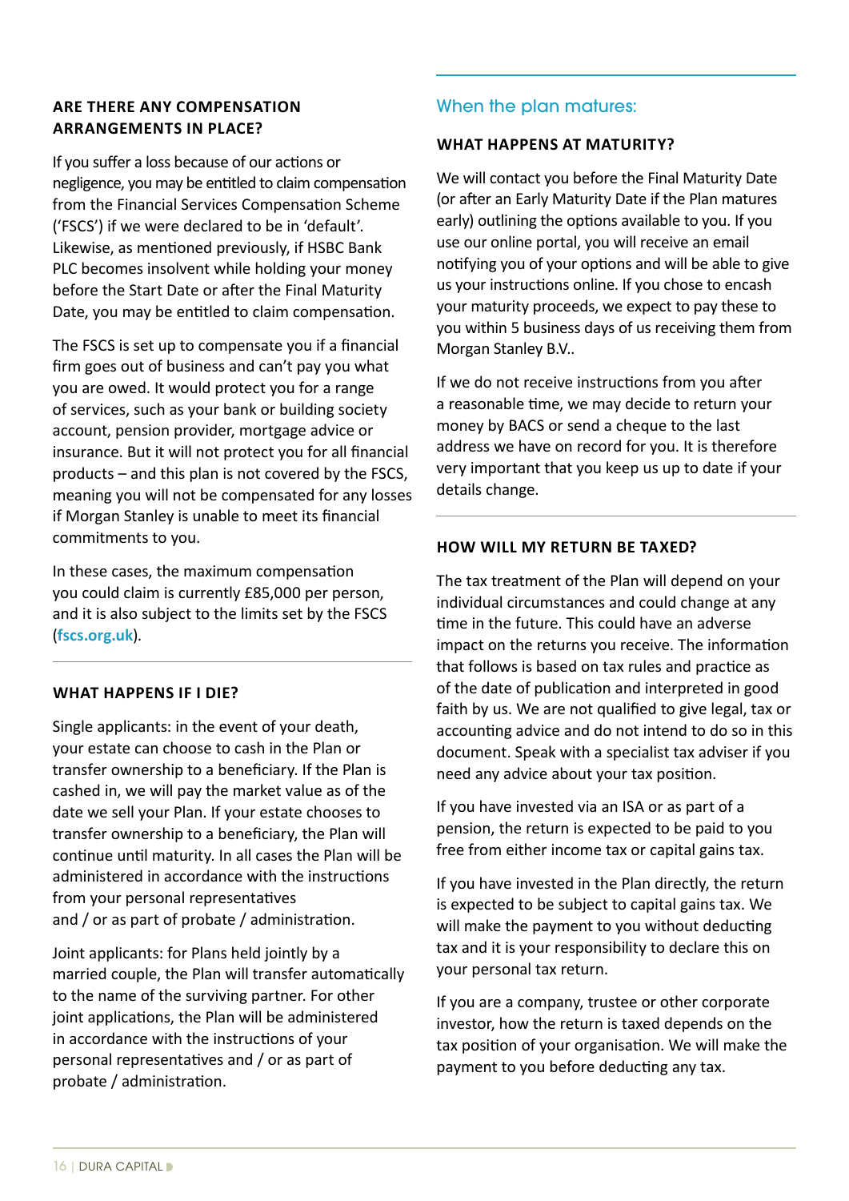## ARE THERE ANY COMPENSATION ARRANGEMENTS IN PLACE?

If you suffer a loss because of our actions or negligence, you may be entitled to claim compensation from the Financial Services Compensation Scheme ('FSCS') if we were declared to be in 'default'. Likewise, as mentioned previously, if HSBC Bank PLC becomes insolvent while holding your money before the Start Date or after the Final Maturity Date, you may be entitled to claim compensation.

The FSCS is set up to compensate you if a financial firm goes out of business and can't pay you what you are owed. It would protect you for a range of services, such as your bank or building society account, pension provider, mortgage advice or insurance. But it will not protect you for all financial products – and this plan is not covered by the FSCS, meaning you will not be compensated for any losses if Morgan Stanley is unable to meet its financial commitments to you.

In these cases, the maximum compensation you could claim is currently £85,000 per person, and it is also subject to the limits set by the FSCS (**fscs.org.uk**).

## WHAT HAPPENS IF I DIE?

Single applicants: in the event of your death, your estate can choose to cash in the Plan or transfer ownership to a beneficiary. If the Plan is cashed in, we will pay the market value as of the date we sell your Plan. If your estate chooses to transfer ownership to a beneficiary, the Plan will continue until maturity. In all cases the Plan will be administered in accordance with the instructions from your personal representatives and / or as part of probate / administration.

Joint applicants: for Plans held jointly by a married couple, the Plan will transfer automatically to the name of the surviving partner. For other joint applications, the Plan will be administered in accordance with the instructions of your personal representatives and / or as part of probate / administration.

# When the plan matures:

## WHAT HAPPENS AT MATURITY?

We will contact you before the Final Maturity Date (or after an Early Maturity Date if the Plan matures early) outlining the options available to you. If you use our online portal, you will receive an email notifying you of your options and will be able to give us your instructions online. If you chose to encash your maturity proceeds, we expect to pay these to you within 5 business days of us receiving them from Morgan Stanley B.V..

If we do not receive instructions from you after a reasonable time, we may decide to return your money by BACS or send a cheque to the last address we have on record for you. It is therefore very important that you keep us up to date if your details change.

## HOW WILL MY RETURN BE TAXED?

The tax treatment of the Plan will depend on your individual circumstances and could change at any time in the future. This could have an adverse impact on the returns you receive. The information that follows is based on tax rules and practice as of the date of publication and interpreted in good faith by us. We are not qualified to give legal, tax or accounting advice and do not intend to do so in this document. Speak with a specialist tax adviser if you need any advice about your tax position.

If you have invested via an ISA or as part of a pension, the return is expected to be paid to you free from either income tax or capital gains tax.

If you have invested in the Plan directly, the return is expected to be subject to capital gains tax. We will make the payment to you without deducting tax and it is your responsibility to declare this on your personal tax return.

If you are a company, trustee or other corporate investor, how the return is taxed depends on the tax position of your organisation. We will make the payment to you before deducting any tax.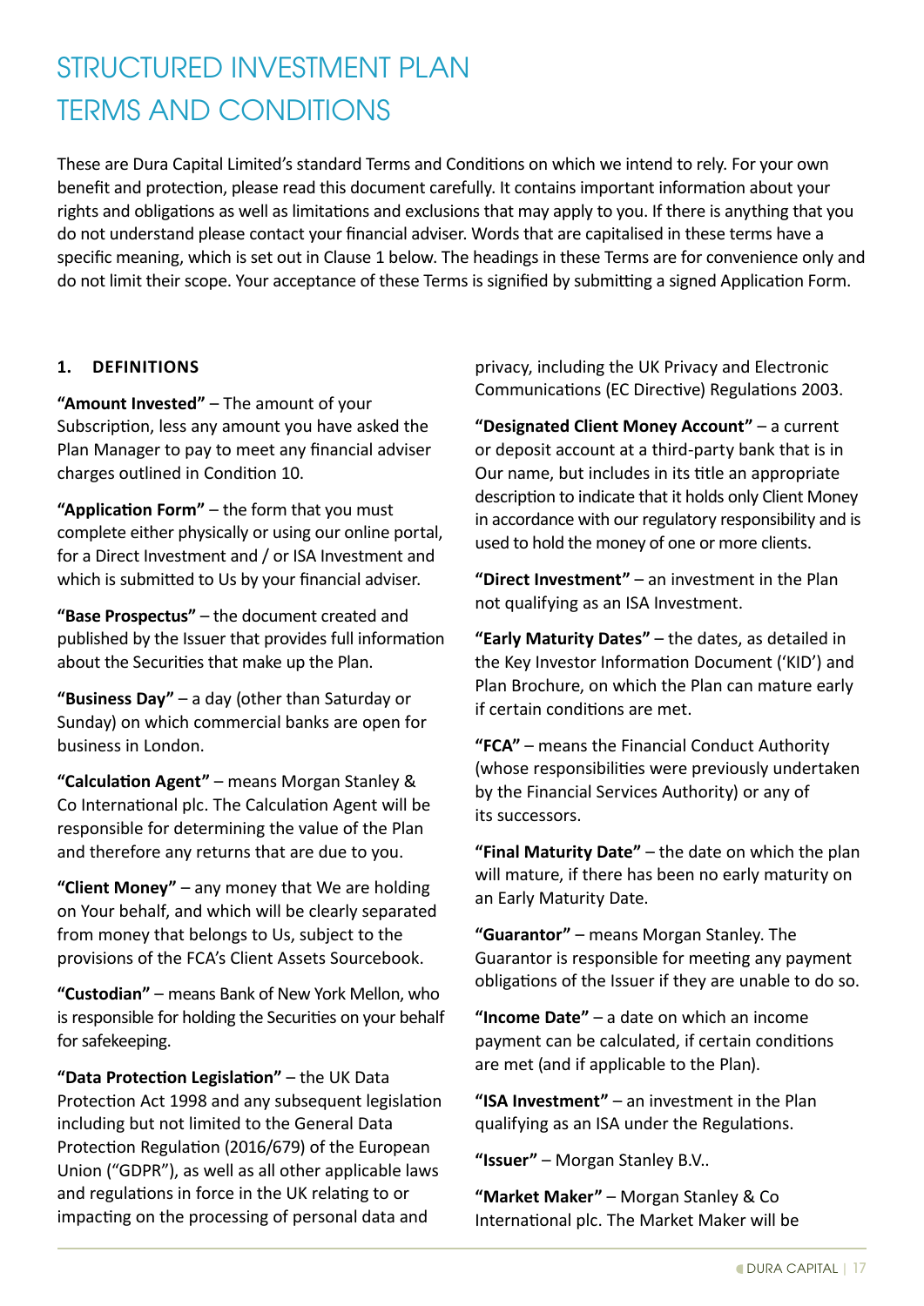# STRUCTURED INVESTMENT PLAN TERMS AND CONDITIONS

These are Dura Capital Limited's standard Terms and Conditions on which we intend to rely. For your own benefit and protection, please read this document carefully. It contains important information about your rights and obligations as well as limitations and exclusions that may apply to you. If there is anything that you do not understand please contact your financial adviser. Words that are capitalised in these terms have a specific meaning, which is set out in Clause 1 below. The headings in these Terms are for convenience only and do not limit their scope. Your acceptance of these Terms is signified by submitting a signed Application Form.

## 1. DEFINITIONS

**"Amount Invested"** – The amount of your Subscription, less any amount you have asked the Plan Manager to pay to meet any financial adviser charges outlined in Condition 10.

**"Application Form"** – the form that you must complete either physically or using our online portal, for a Direct Investment and / or ISA Investment and which is submitted to Us by your financial adviser.

**"Base Prospectus"** – the document created and published by the Issuer that provides full information about the Securities that make up the Plan.

**"Business Day"** – a day (other than Saturday or Sunday) on which commercial banks are open for business in London.

**"Calculation Agent"** – means Morgan Stanley & Co International plc. The Calculation Agent will be responsible for determining the value of the Plan and therefore any returns that are due to you.

**"Client Money"** – any money that We are holding on Your behalf, and which will be clearly separated from money that belongs to Us, subject to the provisions of the FCA's Client Assets Sourcebook.

**"Custodian"** – means Bank of New York Mellon, who is responsible for holding the Securities on your behalf for safekeeping.

**"Data Protection Legislation"** – the UK Data Protection Act 1998 and any subsequent legislation including but not limited to the General Data Protection Regulation (2016/679) of the European Union ("GDPR"), as well as all other applicable laws and regulations in force in the UK relating to or impacting on the processing of personal data and privacy, including the UK Privacy and Electronic Communications (EC Directive) Regulations 2003.

**"Designated Client Money Account"** – a current or deposit account at a third-party bank that is in Our name, but includes in its title an appropriate description to indicate that it holds only Client Money in accordance with our regulatory responsibility and is used to hold the money of one or more clients.

**"Direct Investment"** – an investment in the Plan not qualifying as an ISA Investment.

**"Early Maturity Dates"** – the dates, as detailed in the Key Investor Information Document ('KID') and Plan Brochure, on which the Plan can mature early if certain conditions are met.

**"FCA"** – means the Financial Conduct Authority (whose responsibilities were previously undertaken by the Financial Services Authority) or any of its successors.

**"Final Maturity Date"** – the date on which the plan will mature, if there has been no early maturity on an Early Maturity Date.

**"Guarantor"** – means Morgan Stanley. The Guarantor is responsible for meeting any payment obligations of the Issuer if they are unable to do so.

**"Income Date"** – a date on which an income payment can be calculated, if certain conditions are met (and if applicable to the Plan).

**"ISA Investment"** – an investment in the Plan qualifying as an ISA under the Regulations.

**"Issuer"** – Morgan Stanley B.V..

**"Market Maker"** – Morgan Stanley & Co International plc. The Market Maker will be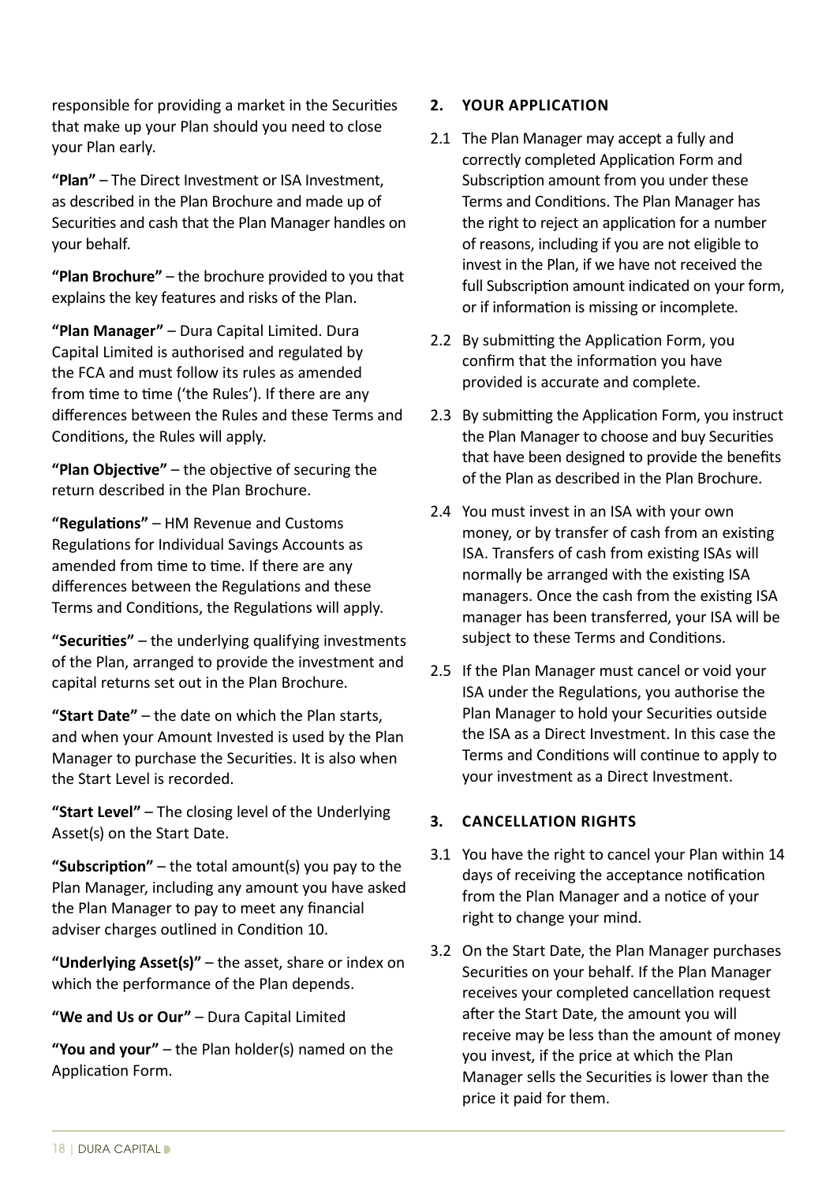responsible for providing a market in the Securities that make up your Plan should you need to close your Plan early.

**"Plan"** – The Direct Investment or ISA Investment, as described in the Plan Brochure and made up of Securities and cash that the Plan Manager handles on your behalf.

**"Plan Brochure"** – the brochure provided to you that explains the key features and risks of the Plan.

**"Plan Manager"** – Dura Capital Limited. Dura Capital Limited is authorised and regulated by the FCA and must follow its rules as amended from time to time ('the Rules'). If there are any differences between the Rules and these Terms and Conditions, the Rules will apply.

**"Plan Objective"** – the objective of securing the return described in the Plan Brochure.

**"Regulations"** – HM Revenue and Customs Regulations for Individual Savings Accounts as amended from time to time. If there are any differences between the Regulations and these Terms and Conditions, the Regulations will apply.

**"Securities"** – the underlying qualifying investments of the Plan, arranged to provide the investment and capital returns set out in the Plan Brochure.

**"Start Date"** – the date on which the Plan starts, and when your Amount Invested is used by the Plan Manager to purchase the Securities. It is also when the Start Level is recorded.

**"Start Level"** – The closing level of the Underlying Asset(s) on the Start Date.

**"Subscription"** – the total amount(s) you pay to the Plan Manager, including any amount you have asked the Plan Manager to pay to meet any financial adviser charges outlined in Condition 10.

**"Underlying Asset(s)"** – the asset, share or index on which the performance of the Plan depends.

**"We and Us or Our"** – Dura Capital Limited

**"You and your"** – the Plan holder(s) named on the Application Form.

## 2. YOUR APPLICATION

2.1 The Plan Manager may accept a fully and correctly completed Application Form and Subscription amount from you under these Terms and Conditions. The Plan Manager has the right to reject an application for a number of reasons, including if you are not eligible to invest in the Plan, if we have not received the full Subscription amount indicated on your form, or if information is missing or incomplete.

2.2 By submitting the Application Form, you confirm that the information you have provided is accurate and complete.

2.3 By submitting the Application Form, you instruct the Plan Manager to choose and buy Securities that have been designed to provide the benefits of the Plan as described in the Plan Brochure.

2.4 You must invest in an ISA with your own money, or by transfer of cash from an existing ISA. Transfers of cash from existing ISAs will normally be arranged with the existing ISA managers. Once the cash from the existing ISA manager has been transferred, your ISA will be subject to these Terms and Conditions.

2.5 If the Plan Manager must cancel or void your ISA under the Regulations, you authorise the Plan Manager to hold your Securities outside the ISA as a Direct Investment. In this case the Terms and Conditions will continue to apply to your investment as a Direct Investment.

## 3. CANCELLATION RIGHTS

3.1 You have the right to cancel your Plan within 14 days of receiving the acceptance notification from the Plan Manager and a notice of your right to change your mind.

3.2 On the Start Date, the Plan Manager purchases Securities on your behalf. If the Plan Manager receives your completed cancellation request after the Start Date, the amount you will receive may be less than the amount of money you invest, if the price at which the Plan Manager sells the Securities is lower than the price it paid for them.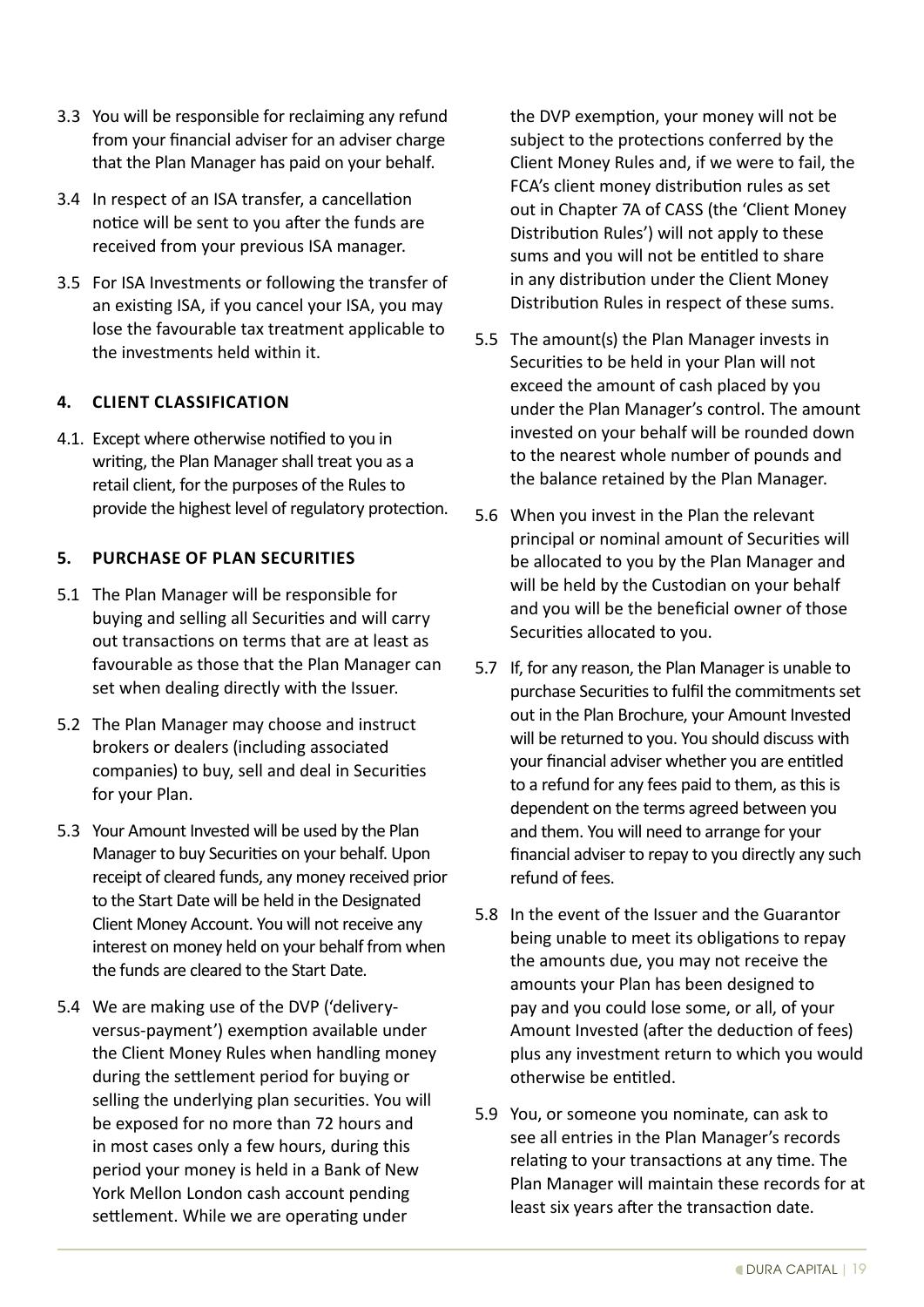3.3 You will be responsible for reclaiming any refund from your financial adviser for an adviser charge that the Plan Manager has paid on your behalf.

3.4 In respect of an ISA transfer, a cancellation notice will be sent to you after the funds are received from your previous ISA manager.

3.5 For ISA Investments or following the transfer of an existing ISA, if you cancel your ISA, you may lose the favourable tax treatment applicable to the investments held within it.

## 4. CLIENT CLASSIFICATION

4.1. Except where otherwise notified to you in writing, the Plan Manager shall treat you as a retail client, for the purposes of the Rules to provide the highest level of regulatory protection.

## 5. PURCHASE OF PLAN SECURITIES

5.1 The Plan Manager will be responsible for buying and selling all Securities and will carry out transactions on terms that are at least as favourable as those that the Plan Manager can set when dealing directly with the Issuer.

5.2 The Plan Manager may choose and instruct brokers or dealers (including associated companies) to buy, sell and deal in Securities for your Plan.

5.3 Your Amount Invested will be used by the Plan Manager to buy Securities on your behalf. Upon receipt of cleared funds, any money received prior to the Start Date will be held in the Designated Client Money Account. You will not receive any interest on money held on your behalf from when the funds are cleared to the Start Date.

5.4 We are making use of the DVP ('delivery-versus-payment') exemption available under the Client Money Rules when handling money during the settlement period for buying or selling the underlying plan securities. You will be exposed for no more than 72 hours and in most cases only a few hours, during this period your money is held in a Bank of New York Mellon London cash account pending settlement. While we are operating under the DVP exemption, your money will not be subject to the protections conferred by the Client Money Rules and, if we were to fail, the FCA's client money distribution rules as set out in Chapter 7A of CASS (the 'Client Money Distribution Rules') will not apply to these sums and you will not be entitled to share in any distribution under the Client Money Distribution Rules in respect of these sums.

5.5 The amount(s) the Plan Manager invests in Securities to be held in your Plan will not exceed the amount of cash placed by you under the Plan Manager's control. The amount invested on your behalf will be rounded down to the nearest whole number of pounds and the balance retained by the Plan Manager.

5.6 When you invest in the Plan the relevant principal or nominal amount of Securities will be allocated to you by the Plan Manager and will be held by the Custodian on your behalf and you will be the beneficial owner of those Securities allocated to you.

5.7 If, for any reason, the Plan Manager is unable to purchase Securities to fulfil the commitments set out in the Plan Brochure, your Amount Invested will be returned to you. You should discuss with your financial adviser whether you are entitled to a refund for any fees paid to them, as this is dependent on the terms agreed between you and them. You will need to arrange for your financial adviser to repay to you directly any such refund of fees.

5.8 In the event of the Issuer and the Guarantor being unable to meet its obligations to repay the amounts due, you may not receive the amounts your Plan has been designed to pay and you could lose some, or all, of your Amount Invested (after the deduction of fees) plus any investment return to which you would otherwise be entitled.

5.9 You, or someone you nominate, can ask to see all entries in the Plan Manager's records relating to your transactions at any time. The Plan Manager will maintain these records for at least six years after the transaction date.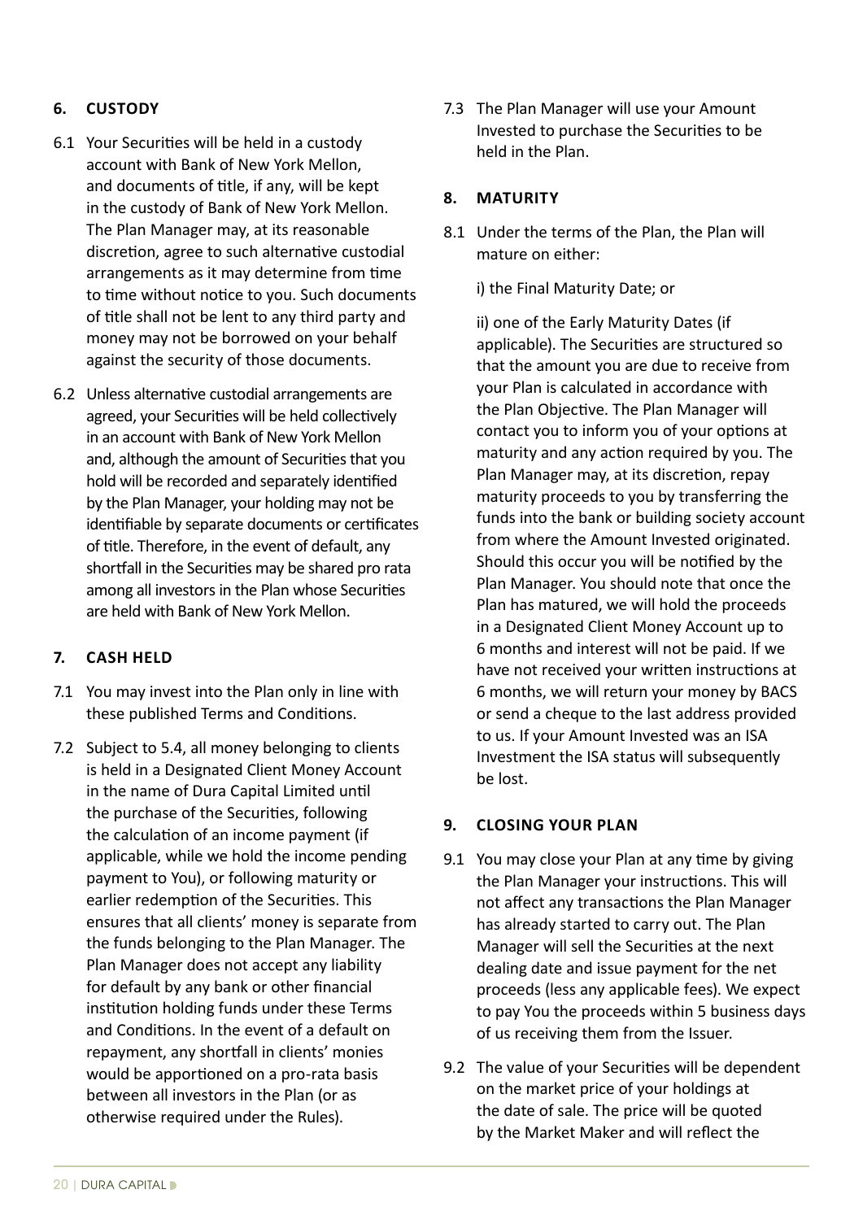## 6. CUSTODY

6.1 Your Securities will be held in a custody account with Bank of New York Mellon, and documents of title, if any, will be kept in the custody of Bank of New York Mellon. The Plan Manager may, at its reasonable discretion, agree to such alternative custodial arrangements as it may determine from time to time without notice to you. Such documents of title shall not be lent to any third party and money may not be borrowed on your behalf against the security of those documents.

6.2 Unless alternative custodial arrangements are agreed, your Securities will be held collectively in an account with Bank of New York Mellon and, although the amount of Securities that you hold will be recorded and separately identified by the Plan Manager, your holding may not be identifiable by separate documents or certificates of title. Therefore, in the event of default, any shortfall in the Securities may be shared pro rata among all investors in the Plan whose Securities are held with Bank of New York Mellon.

## 7. CASH HELD

7.1 You may invest into the Plan only in line with these published Terms and Conditions.

7.2 Subject to 5.4, all money belonging to clients is held in a Designated Client Money Account in the name of Dura Capital Limited until the purchase of the Securities, following the calculation of an income payment (if applicable, while we hold the income pending payment to You), or following maturity or earlier redemption of the Securities. This ensures that all clients' money is separate from the funds belonging to the Plan Manager. The Plan Manager does not accept any liability for default by any bank or other financial institution holding funds under these Terms and Conditions. In the event of a default on repayment, any shortfall in clients' monies would be apportioned on a pro-rata basis between all investors in the Plan (or as otherwise required under the Rules).

7.3 The Plan Manager will use your Amount Invested to purchase the Securities to be held in the Plan.

## 8. MATURITY

8.1 Under the terms of the Plan, the Plan will mature on either:

i) the Final Maturity Date; or

ii) one of the Early Maturity Dates (if applicable). The Securities are structured so that the amount you are due to receive from your Plan is calculated in accordance with the Plan Objective. The Plan Manager will contact you to inform you of your options at maturity and any action required by you. The Plan Manager may, at its discretion, repay maturity proceeds to you by transferring the funds into the bank or building society account from where the Amount Invested originated. Should this occur you will be notified by the Plan Manager. You should note that once the Plan has matured, we will hold the proceeds in a Designated Client Money Account up to 6 months and interest will not be paid. If we have not received your written instructions at 6 months, we will return your money by BACS or send a cheque to the last address provided to us. If your Amount Invested was an ISA Investment the ISA status will subsequently be lost.

## 9. CLOSING YOUR PLAN

9.1 You may close your Plan at any time by giving the Plan Manager your instructions. This will not affect any transactions the Plan Manager has already started to carry out. The Plan Manager will sell the Securities at the next dealing date and issue payment for the net proceeds (less any applicable fees). We expect to pay You the proceeds within 5 business days of us receiving them from the Issuer.

9.2 The value of your Securities will be dependent on the market price of your holdings at the date of sale. The price will be quoted by the Market Maker and will reflect the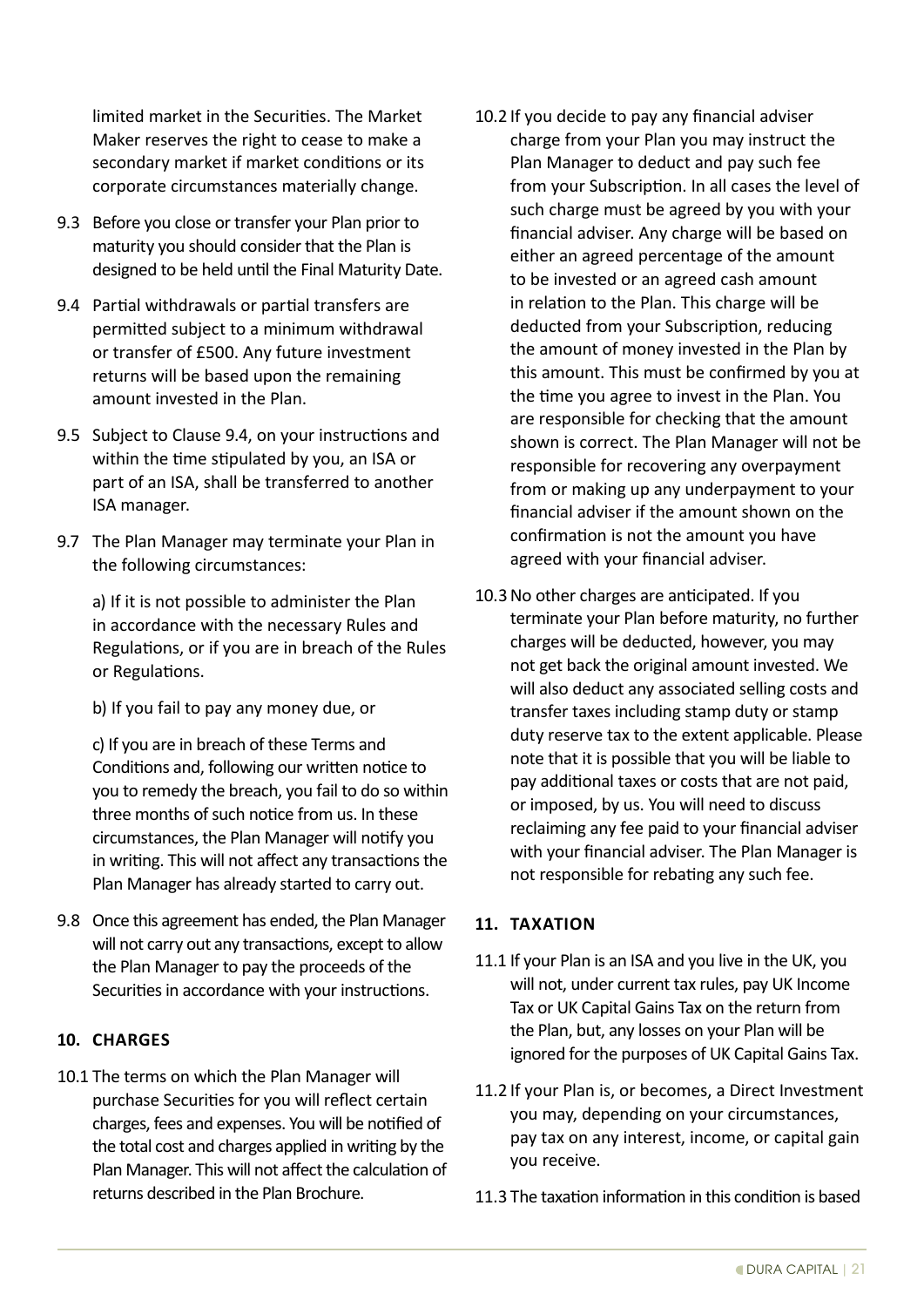limited market in the Securities. The Market Maker reserves the right to cease to make a secondary market if market conditions or its corporate circumstances materially change.

9.3 Before you close or transfer your Plan prior to maturity you should consider that the Plan is designed to be held until the Final Maturity Date.

9.4 Partial withdrawals or partial transfers are permitted subject to a minimum withdrawal or transfer of £500. Any future investment returns will be based upon the remaining amount invested in the Plan.

9.5 Subject to Clause 9.4, on your instructions and within the time stipulated by you, an ISA or part of an ISA, shall be transferred to another ISA manager.

9.7 The Plan Manager may terminate your Plan in the following circumstances:

a) If it is not possible to administer the Plan in accordance with the necessary Rules and Regulations, or if you are in breach of the Rules or Regulations.

b) If you fail to pay any money due, or

c) If you are in breach of these Terms and Conditions and, following our written notice to you to remedy the breach, you fail to do so within three months of such notice from us. In these circumstances, the Plan Manager will notify you in writing. This will not affect any transactions the Plan Manager has already started to carry out.

9.8 Once this agreement has ended, the Plan Manager will not carry out any transactions, except to allow the Plan Manager to pay the proceeds of the Securities in accordance with your instructions.

### 10. CHARGES

10.1 The terms on which the Plan Manager will purchase Securities for you will reflect certain charges, fees and expenses. You will be notified of the total cost and charges applied in writing by the Plan Manager. This will not affect the calculation of returns described in the Plan Brochure.

10.2 If you decide to pay any financial adviser charge from your Plan you may instruct the Plan Manager to deduct and pay such fee from your Subscription. In all cases the level of such charge must be agreed by you with your financial adviser. Any charge will be based on either an agreed percentage of the amount to be invested or an agreed cash amount in relation to the Plan. This charge will be deducted from your Subscription, reducing the amount of money invested in the Plan by this amount. This must be confirmed by you at the time you agree to invest in the Plan. You are responsible for checking that the amount shown is correct. The Plan Manager will not be responsible for recovering any overpayment from or making up any underpayment to your financial adviser if the amount shown on the confirmation is not the amount you have agreed with your financial adviser.

10.3 No other charges are anticipated. If you terminate your Plan before maturity, no further charges will be deducted, however, you may not get back the original amount invested. We will also deduct any associated selling costs and transfer taxes including stamp duty or stamp duty reserve tax to the extent applicable. Please note that it is possible that you will be liable to pay additional taxes or costs that are not paid, or imposed, by us. You will need to discuss reclaiming any fee paid to your financial adviser with your financial adviser. The Plan Manager is not responsible for rebating any such fee.

### 11. TAXATION

11.1 If your Plan is an ISA and you live in the UK, you will not, under current tax rules, pay UK Income Tax or UK Capital Gains Tax on the return from the Plan, but, any losses on your Plan will be ignored for the purposes of UK Capital Gains Tax.

11.2 If your Plan is, or becomes, a Direct Investment you may, depending on your circumstances, pay tax on any interest, income, or capital gain you receive.

11.3 The taxation information in this condition is based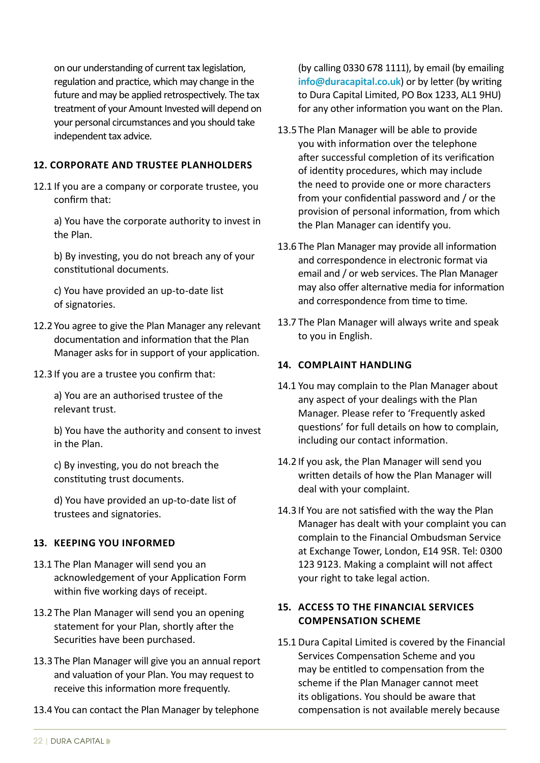on our understanding of current tax legislation, regulation and practice, which may change in the future and may be applied retrospectively. The tax treatment of your Amount Invested will depend on your personal circumstances and you should take independent tax advice.

## 12. CORPORATE AND TRUSTEE PLANHOLDERS

12.1 If you are a company or corporate trustee, you confirm that:

a) You have the corporate authority to invest in the Plan.

b) By investing, you do not breach any of your constitutional documents.

c) You have provided an up-to-date list of signatories.

12.2 You agree to give the Plan Manager any relevant documentation and information that the Plan Manager asks for in support of your application.

12.3 If you are a trustee you confirm that:

a) You are an authorised trustee of the relevant trust.

b) You have the authority and consent to invest in the Plan.

c) By investing, you do not breach the constituting trust documents.

d) You have provided an up-to-date list of trustees and signatories.

## 13. KEEPING YOU INFORMED

13.1 The Plan Manager will send you an acknowledgement of your Application Form within five working days of receipt.

13.2 The Plan Manager will send you an opening statement for your Plan, shortly after the Securities have been purchased.

13.3 The Plan Manager will give you an annual report and valuation of your Plan. You may request to receive this information more frequently.

13.4 You can contact the Plan Manager by telephone (by calling 0330 678 1111), by email (by emailing **info@duracapital.co.uk**) or by letter (by writing to Dura Capital Limited, PO Box 1233, AL1 9HU) for any other information you want on the Plan.

13.5 The Plan Manager will be able to provide you with information over the telephone after successful completion of its verification of identity procedures, which may include the need to provide one or more characters from your confidential password and / or the provision of personal information, from which the Plan Manager can identify you.

13.6 The Plan Manager may provide all information and correspondence in electronic format via email and / or web services. The Plan Manager may also offer alternative media for information and correspondence from time to time.

13.7 The Plan Manager will always write and speak to you in English.

## 14. COMPLAINT HANDLING

14.1 You may complain to the Plan Manager about any aspect of your dealings with the Plan Manager. Please refer to 'Frequently asked questions' for full details on how to complain, including our contact information.

14.2 If you ask, the Plan Manager will send you written details of how the Plan Manager will deal with your complaint.

14.3 If You are not satisfied with the way the Plan Manager has dealt with your complaint you can complain to the Financial Ombudsman Service at Exchange Tower, London, E14 9SR. Tel: 0300 123 9123. Making a complaint will not affect your right to take legal action.

## 15. ACCESS TO THE FINANCIAL SERVICES COMPENSATION SCHEME

15.1 Dura Capital Limited is covered by the Financial Services Compensation Scheme and you may be entitled to compensation from the scheme if the Plan Manager cannot meet its obligations. You should be aware that compensation is not available merely because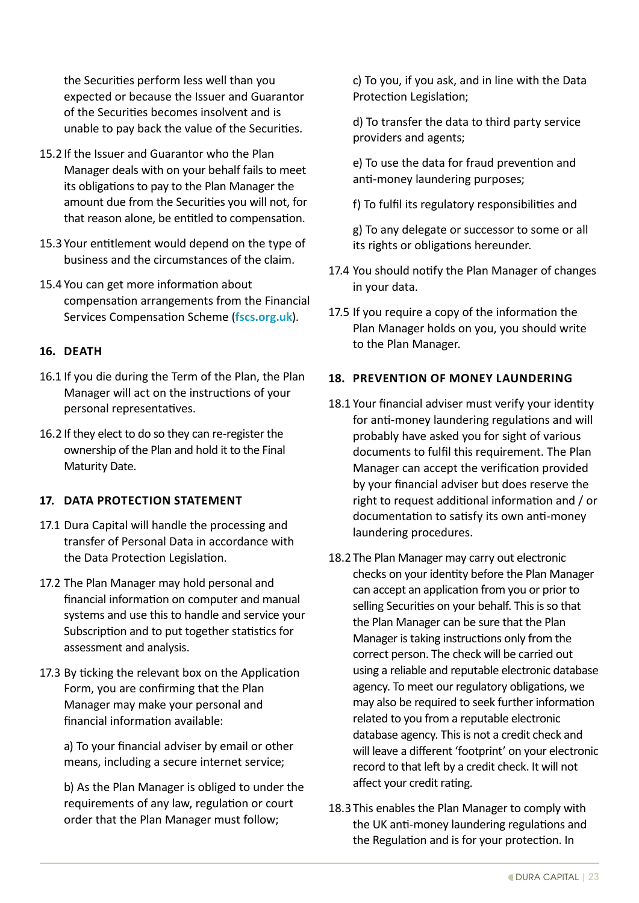the Securities perform less well than you expected or because the Issuer and Guarantor of the Securities becomes insolvent and is unable to pay back the value of the Securities.

15.2 If the Issuer and Guarantor who the Plan Manager deals with on your behalf fails to meet its obligations to pay to the Plan Manager the amount due from the Securities you will not, for that reason alone, be entitled to compensation.

15.3 Your entitlement would depend on the type of business and the circumstances of the claim.

15.4 You can get more information about compensation arrangements from the Financial Services Compensation Scheme (**fscs.org.uk**).

## 16. DEATH

16.1 If you die during the Term of the Plan, the Plan Manager will act on the instructions of your personal representatives.

16.2 If they elect to do so they can re-register the ownership of the Plan and hold it to the Final Maturity Date.

## 17. DATA PROTECTION STATEMENT

17.1 Dura Capital will handle the processing and transfer of Personal Data in accordance with the Data Protection Legislation.

17.2 The Plan Manager may hold personal and financial information on computer and manual systems and use this to handle and service your Subscription and to put together statistics for assessment and analysis.

17.3 By ticking the relevant box on the Application Form, you are confirming that the Plan Manager may make your personal and financial information available:

a) To your financial adviser by email or other means, including a secure internet service;

b) As the Plan Manager is obliged to under the requirements of any law, regulation or court order that the Plan Manager must follow;

c) To you, if you ask, and in line with the Data Protection Legislation;

d) To transfer the data to third party service providers and agents;

e) To use the data for fraud prevention and anti-money laundering purposes;

f) To fulfil its regulatory responsibilities and

g) To any delegate or successor to some or all its rights or obligations hereunder.

17.4 You should notify the Plan Manager of changes in your data.

17.5 If you require a copy of the information the Plan Manager holds on you, you should write to the Plan Manager.

## 18. PREVENTION OF MONEY LAUNDERING

18.1 Your financial adviser must verify your identity for anti-money laundering regulations and will probably have asked you for sight of various documents to fulfil this requirement. The Plan Manager can accept the verification provided by your financial adviser but does reserve the right to request additional information and / or documentation to satisfy its own anti-money laundering procedures.

18.2 The Plan Manager may carry out electronic checks on your identity before the Plan Manager can accept an application from you or prior to selling Securities on your behalf. This is so that the Plan Manager can be sure that the Plan Manager is taking instructions only from the correct person. The check will be carried out using a reliable and reputable electronic database agency. To meet our regulatory obligations, we may also be required to seek further information related to you from a reputable electronic database agency. This is not a credit check and will leave a different 'footprint' on your electronic record to that left by a credit check. It will not affect your credit rating.

18.3 This enables the Plan Manager to comply with the UK anti-money laundering regulations and the Regulation and is for your protection. In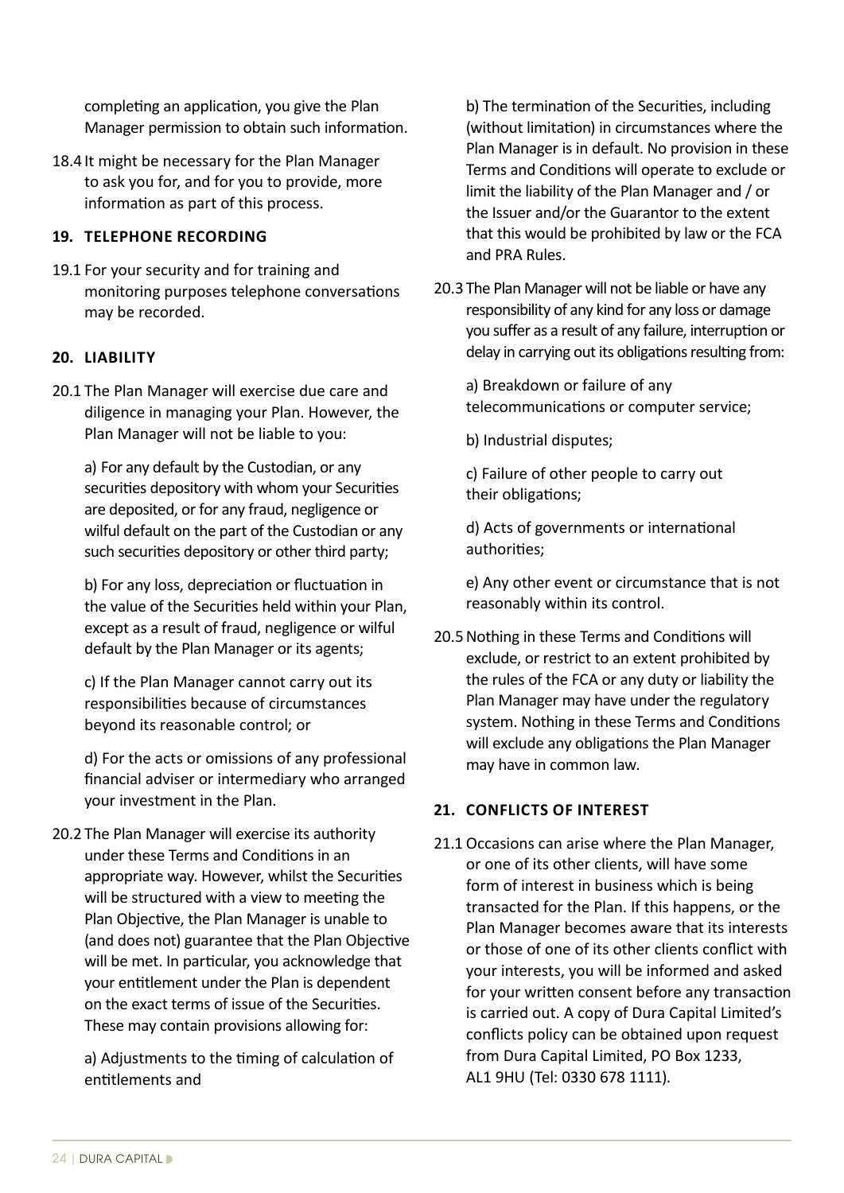completing an application, you give the Plan Manager permission to obtain such information.

18.4 It might be necessary for the Plan Manager to ask you for, and for you to provide, more information as part of this process.

## 19. TELEPHONE RECORDING

19.1 For your security and for training and monitoring purposes telephone conversations may be recorded.

## 20. LIABILITY

20.1 The Plan Manager will exercise due care and diligence in managing your Plan. However, the Plan Manager will not be liable to you:

a) For any default by the Custodian, or any securities depository with whom your Securities are deposited, or for any fraud, negligence or wilful default on the part of the Custodian or any such securities depository or other third party;

b) For any loss, depreciation or fluctuation in the value of the Securities held within your Plan, except as a result of fraud, negligence or wilful default by the Plan Manager or its agents;

c) If the Plan Manager cannot carry out its responsibilities because of circumstances beyond its reasonable control; or

d) For the acts or omissions of any professional financial adviser or intermediary who arranged your investment in the Plan.

20.2 The Plan Manager will exercise its authority under these Terms and Conditions in an appropriate way. However, whilst the Securities will be structured with a view to meeting the Plan Objective, the Plan Manager is unable to (and does not) guarantee that the Plan Objective will be met. In particular, you acknowledge that your entitlement under the Plan is dependent on the exact terms of issue of the Securities. These may contain provisions allowing for:

a) Adjustments to the timing of calculation of entitlements and

b) The termination of the Securities, including (without limitation) in circumstances where the Plan Manager is in default. No provision in these Terms and Conditions will operate to exclude or limit the liability of the Plan Manager and / or the Issuer and/or the Guarantor to the extent that this would be prohibited by law or the FCA and PRA Rules.

20.3 The Plan Manager will not be liable or have any responsibility of any kind for any loss or damage you suffer as a result of any failure, interruption or delay in carrying out its obligations resulting from:

a) Breakdown or failure of any telecommunications or computer service;

b) Industrial disputes;

c) Failure of other people to carry out their obligations;

d) Acts of governments or international authorities;

e) Any other event or circumstance that is not reasonably within its control.

20.5 Nothing in these Terms and Conditions will exclude, or restrict to an extent prohibited by the rules of the FCA or any duty or liability the Plan Manager may have under the regulatory system. Nothing in these Terms and Conditions will exclude any obligations the Plan Manager may have in common law.

## 21. CONFLICTS OF INTEREST

21.1 Occasions can arise where the Plan Manager, or one of its other clients, will have some form of interest in business which is being transacted for the Plan. If this happens, or the Plan Manager becomes aware that its interests or those of one of its other clients conflict with your interests, you will be informed and asked for your written consent before any transaction is carried out. A copy of Dura Capital Limited's conflicts policy can be obtained upon request from Dura Capital Limited, PO Box 1233, AL1 9HU (Tel: 0330 678 1111).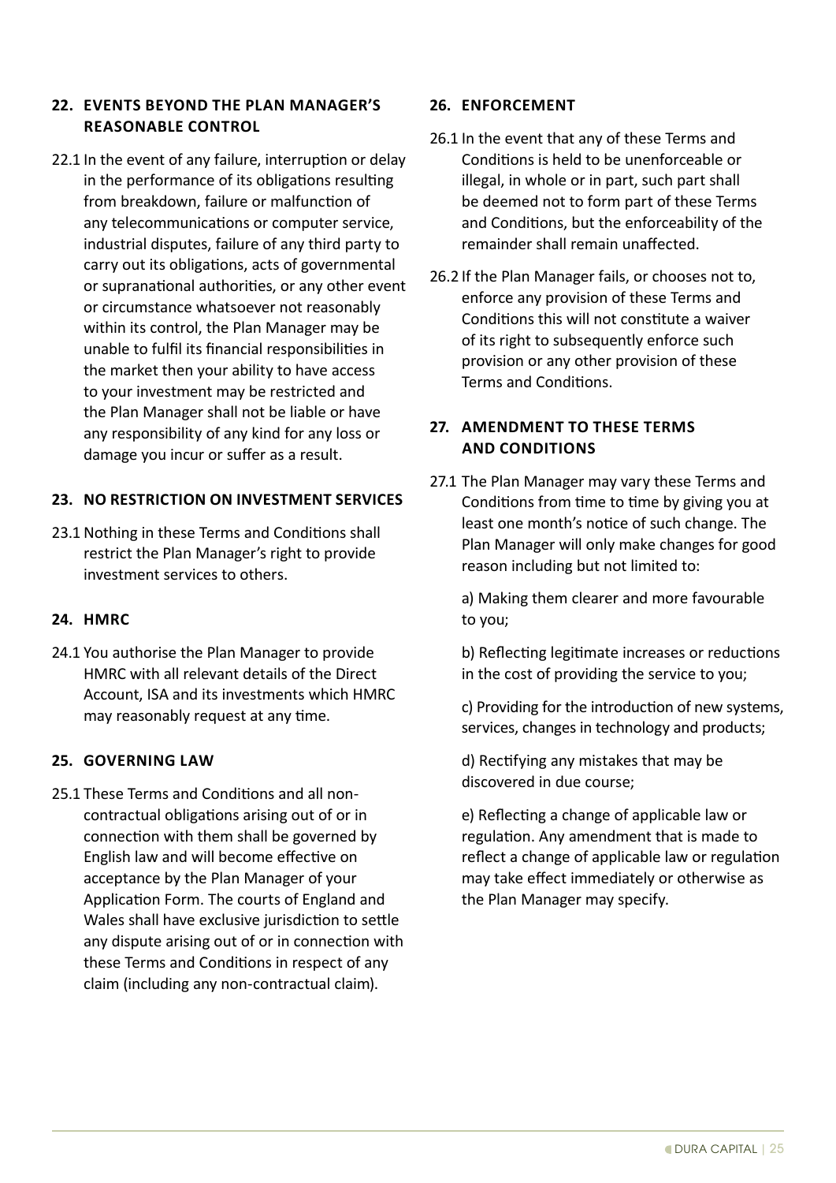## 22. EVENTS BEYOND THE PLAN MANAGER'S REASONABLE CONTROL

22.1 In the event of any failure, interruption or delay in the performance of its obligations resulting from breakdown, failure or malfunction of any telecommunications or computer service, industrial disputes, failure of any third party to carry out its obligations, acts of governmental or supranational authorities, or any other event or circumstance whatsoever not reasonably within its control, the Plan Manager may be unable to fulfil its financial responsibilities in the market then your ability to have access to your investment may be restricted and the Plan Manager shall not be liable or have any responsibility of any kind for any loss or damage you incur or suffer as a result.

## 23. NO RESTRICTION ON INVESTMENT SERVICES

23.1 Nothing in these Terms and Conditions shall restrict the Plan Manager's right to provide investment services to others.

## 24. HMRC

24.1 You authorise the Plan Manager to provide HMRC with all relevant details of the Direct Account, ISA and its investments which HMRC may reasonably request at any time.

## 25. GOVERNING LAW

25.1 These Terms and Conditions and all non-contractual obligations arising out of or in connection with them shall be governed by English law and will become effective on acceptance by the Plan Manager of your Application Form. The courts of England and Wales shall have exclusive jurisdiction to settle any dispute arising out of or in connection with these Terms and Conditions in respect of any claim (including any non-contractual claim).

## 26. ENFORCEMENT

26.1 In the event that any of these Terms and Conditions is held to be unenforceable or illegal, in whole or in part, such part shall be deemed not to form part of these Terms and Conditions, but the enforceability of the remainder shall remain unaffected.

26.2 If the Plan Manager fails, or chooses not to, enforce any provision of these Terms and Conditions this will not constitute a waiver of its right to subsequently enforce such provision or any other provision of these Terms and Conditions.

## 27. AMENDMENT TO THESE TERMS AND CONDITIONS

27.1 The Plan Manager may vary these Terms and Conditions from time to time by giving you at least one month's notice of such change. The Plan Manager will only make changes for good reason including but not limited to:

a) Making them clearer and more favourable to you;

b) Reflecting legitimate increases or reductions in the cost of providing the service to you;

c) Providing for the introduction of new systems, services, changes in technology and products;

d) Rectifying any mistakes that may be discovered in due course;

e) Reflecting a change of applicable law or regulation. Any amendment that is made to reflect a change of applicable law or regulation may take effect immediately or otherwise as the Plan Manager may specify.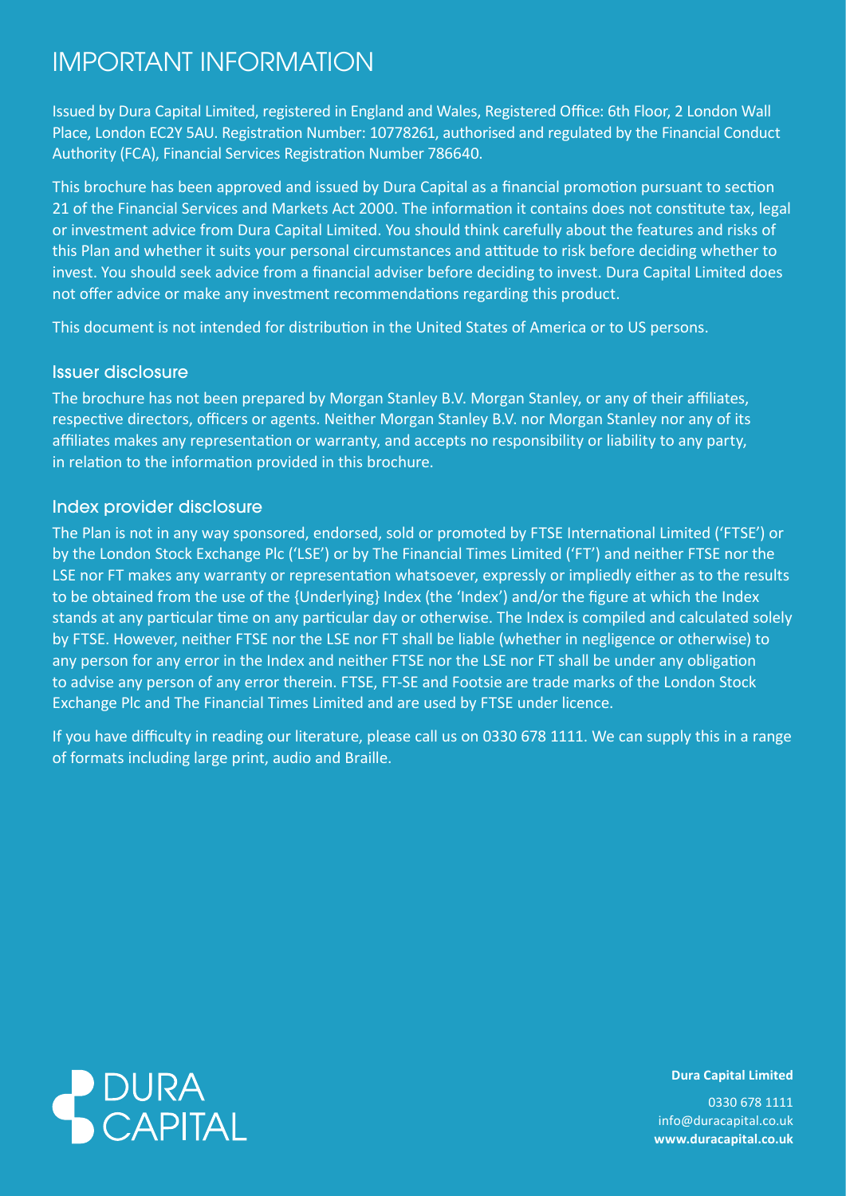# IMPORTANT INFORMATION

Issued by Dura Capital Limited, registered in England and Wales, Registered Office: 6th Floor, 2 London Wall Place, London EC2Y 5AU. Registration Number: 10778261, authorised and regulated by the Financial Conduct Authority (FCA), Financial Services Registration Number 786640.

This brochure has been approved and issued by Dura Capital as a financial promotion pursuant to section 21 of the Financial Services and Markets Act 2000. The information it contains does not constitute tax, legal or investment advice from Dura Capital Limited. You should think carefully about the features and risks of this Plan and whether it suits your personal circumstances and attitude to risk before deciding whether to invest. You should seek advice from a financial adviser before deciding to invest. Dura Capital Limited does not offer advice or make any investment recommendations regarding this product.

This document is not intended for distribution in the United States of America or to US persons.

## Issuer disclosure

The brochure has not been prepared by Morgan Stanley B.V. Morgan Stanley, or any of their affiliates, respective directors, officers or agents. Neither Morgan Stanley B.V. nor Morgan Stanley nor any of its affiliates makes any representation or warranty, and accepts no responsibility or liability to any party, in relation to the information provided in this brochure.

## Index provider disclosure

The Plan is not in any way sponsored, endorsed, sold or promoted by FTSE International Limited ('FTSE') or by the London Stock Exchange Plc ('LSE') or by The Financial Times Limited ('FT') and neither FTSE nor the LSE nor FT makes any warranty or representation whatsoever, expressly or impliedly either as to the results to be obtained from the use of the {Underlying} Index (the 'Index') and/or the figure at which the Index stands at any particular time on any particular day or otherwise. The Index is compiled and calculated solely by FTSE. However, neither FTSE nor the LSE nor FT shall be liable (whether in negligence or otherwise) to any person for any error in the Index and neither FTSE nor the LSE nor FT shall be under any obligation to advise any person of any error therein. FTSE, FT-SE and Footsie are trade marks of the London Stock Exchange Plc and The Financial Times Limited and are used by FTSE under licence.

If you have difficulty in reading our literature, please call us on 0330 678 1111. We can supply this in a range of formats including large print, audio and Braille.

DURA CAPITAL

**Dura Capital Limited**

0330 678 1111
info@duracapital.co.uk
**www.duracapital.co.uk**